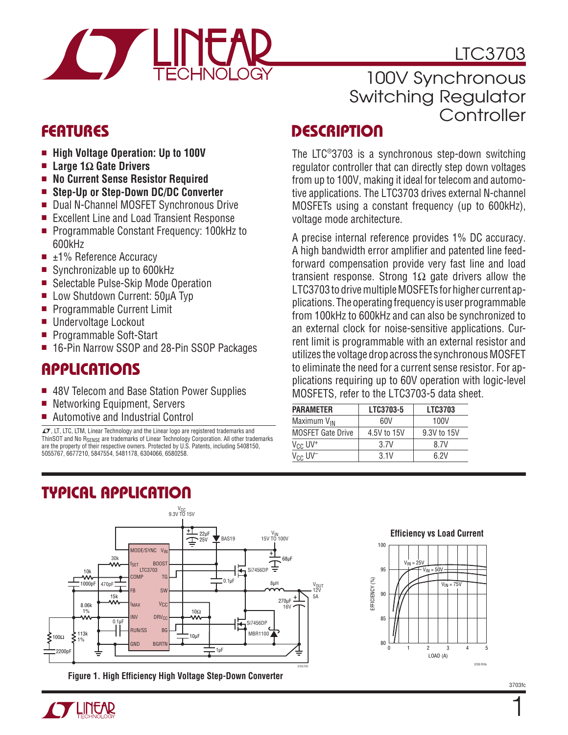# LTC3703

## 100V Synchronous Switching Regulator Controller

## FEATURES

- **High Voltage Operation: Up to 100V**
- **Large 1Ω Gate Drivers**
- **No Current Sense Resistor Required**
- **Step-Up or Step-Down DC/DC Converter**
- Dual N-Channel MOSFET Synchronous Drive
- Excellent Line and Load Transient Response
- Programmable Constant Frequency: 100kHz to 600kHz
- ±1% Reference Accuracy
- Synchronizable up to 600kHz
- Selectable Pulse-Skip Mode Operation
- Low Shutdown Current: 50µA Typ
- Programmable Current Limit
- Undervoltage Lockout
- Programmable Soft-Start
- 16-Pin Narrow SSOP and 28-Pin SSOP Packages

## APPLICATIONS

- 48V Telecom and Base Station Power Supplies
- Networking Equipment, Servers
- Automotive and Industrial Control

LT, LTC, LTM, Linear Technology and the Linear logo are registered trademarks and ThinSOT and No $R_{SENSE}$ are trademarks of Linear Technology Corporation. All other trademarks are the property of their respective owners. Protected by U.S. Patents, including 5408150, 5055767, 6677210, 5847554, 5481178, 6304066, 6580258.

## DESCRIPTION

The LTC®3703 is a synchronous step-down switching regulator controller that can directly step down voltages from up to 100V, making it ideal for telecom and automotive applications. The LTC3703 drives external N-channel MOSFETs using a constant frequency (up to 600kHz), voltage mode architecture.

A precise internal reference provides 1% DC accuracy. A high bandwidth error amplifier and patented line feed-forward compensation provide very fast line and load transient response. Strong 1Ω gate drivers allow the LTC3703 to drive multiple MOSFETs for higher current applications. The operating frequency is user programmable from 100kHz to 600kHz and can also be synchronized to an external clock for noise-sensitive applications. Current limit is programmable with an external resistor and utilizes the voltage drop across the synchronous MOSFET to eliminate the need for a current sense resistor. For applications requiring up to 60V operation with logic-level MOSFETS, refer to the LTC3703-5 data sheet.

| PARAMETER | LTC3703-5 | LTC3703 |
|---|---|---|
| Maximum $V_{IN}$ | 60V | 100V |
| MOSFET Gate Drive | 4.5V to 15V | 9.3V to 15V |
| $V_{CC}$ $UV^+$ | 3.7V | 8.7V |
| $V_{CC}$ $UV^-$ | 3.1V | 6.2V |

## TYPICAL APPLICATION

$V_{CC}$ 9.3V TO 15V

$V_{IN}$ 15V TO 100V

$V_{OUT}$ 12V 5A

MODE/SYNC, $V_{IN}$, $f_{SET}$, BOOST, LTC3703, COMP, TG, FB, SW, $I_{MAX}$, $V_{CC}$, INV, $DRV_{CC}$, RUN/SS, BG, GND, BGRTN

22µF 25V, BAS19, 68µF, Si7456DP, 0.1µF, 8µH, 270µF 16V, 10Ω, Si7456DP, MBR1100, 10µF, 1µF, 30k, 10k, 1000pF, 470pF, 15k, 8.06k 1%, 0.1µF, 100Ω, 113k 1%, 2200pF

Figure 1. High Efficiency High Voltage Step-Down Converter

**Efficiency vs Load Current**

EFFICIENCY (%)

100, 95, 90, 85, 80

LOAD (A)

0, 1, 2, 3, 4, 5

$V_{IN}$ = 25V

$V_{IN}$ = 50V

$V_{IN}$ = 75V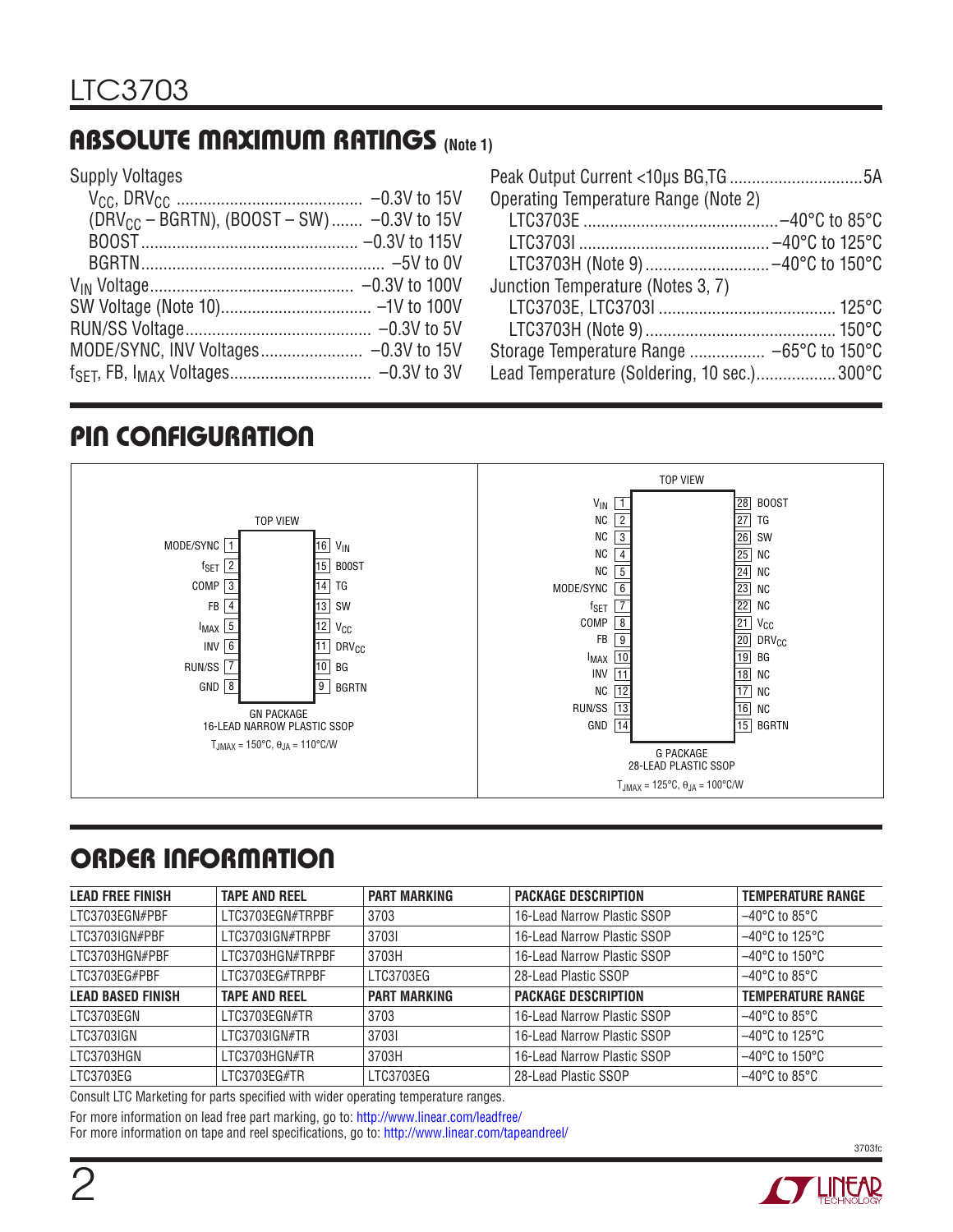## ABSOLUTE MAXIMUM RATINGS (Note 1)

Supply Voltages

$V_{CC}$, $DRV_{CC}$ .......................................... –0.3V to 15V
($DRV_{CC}$ – BGRTN), (BOOST – SW) ....... –0.3V to 15V
BOOST ................................................ –0.3V to 115V
BGRTN ...................................................... –5V to 0V

$V_{IN}$ Voltage ............................................. –0.3V to 100V
SW Voltage (Note 10) .................................. –1V to 100V
RUN/SS Voltage .......................................... –0.3V to 5V
MODE/SYNC, INV Voltages ....................... –0.3V to 15V
$f_{SET}$, FB, $I_{MAX}$ Voltages ................................ –0.3V to 3V
Peak Output Current <10µs BG,TG ..............................5A
Operating Temperature Range (Note 2)

LTC3703E ............................................–40°C to 85°C
LTC3703I ...........................................–40°C to 125°C
LTC3703H (Note 9) ............................–40°C to 150°C

Junction Temperature (Notes 3, 7)

LTC3703E, LTC3703I ........................................ 125°C
LTC3703H (Note 9) ........................................... 150°C

Storage Temperature Range ................. –65°C to 150°C
Lead Temperature (Soldering, 10 sec.) .................. 300°C

## PIN CONFIGURATION

**GN PACKAGE — 16-LEAD NARROW PLASTIC SSOP (TOP VIEW)**

| Pin | Name | Pin | Name |
|---|---|---|---|
| 1 | MODE/SYNC | 16 | $V_{IN}$ |
| 2 | $f_{SET}$ | 15 | BOOST |
| 3 | COMP | 14 | TG |
| 4 | FB | 13 | SW |
| 5 | $I_{MAX}$ | 12 | $V_{CC}$ |
| 6 | INV | 11 | $DRV_{CC}$ |
| 7 | RUN/SS | 10 | BG |
| 8 | GND | 9 | BGRTN |

$T_{JMAX}$ = 150°C, $\theta_{JA}$ = 110°C/W

**G PACKAGE — 28-LEAD PLASTIC SSOP (TOP VIEW)**

| Pin | Name | Pin | Name |
|---|---|---|---|
| 1 | $V_{IN}$ | 28 | BOOST |
| 2 | NC | 27 | TG |
| 3 | NC | 26 | SW |
| 4 | NC | 25 | NC |
| 5 | NC | 24 | NC |
| 6 | MODE/SYNC | 23 | NC |
| 7 | $f_{SET}$ | 22 | NC |
| 8 | COMP | 21 | $V_{CC}$ |
| 9 | FB | 20 | $DRV_{CC}$ |
| 10 | $I_{MAX}$ | 19 | BG |
| 11 | INV | 18 | NC |
| 12 | NC | 17 | NC |
| 13 | RUN/SS | 16 | NC |
| 14 | GND | 15 | BGRTN |

$T_{JMAX}$ = 125°C, $\theta_{JA}$ = 100°C/W

## ORDER INFORMATION

| LEAD FREE FINISH | TAPE AND REEL | PART MARKING | PACKAGE DESCRIPTION | TEMPERATURE RANGE |
|---|---|---|---|---|
| LTC3703EGN#PBF | LTC3703EGN#TRPBF | 3703 | 16-Lead Narrow Plastic SSOP | –40°C to 85°C |
| LTC3703IGN#PBF | LTC3703IGN#TRPBF | 3703I | 16-Lead Narrow Plastic SSOP | –40°C to 125°C |
| LTC3703HGN#PBF | LTC3703HGN#TRPBF | 3703H | 16-Lead Narrow Plastic SSOP | –40°C to 150°C |
| LTC3703EG#PBF | LTC3703EG#TRPBF | LTC3703EG | 28-Lead Plastic SSOP | –40°C to 85°C |
| **LEAD BASED FINISH** | **TAPE AND REEL** | **PART MARKING** | **PACKAGE DESCRIPTION** | **TEMPERATURE RANGE** |
| LTC3703EGN | LTC3703EGN#TR | 3703 | 16-Lead Narrow Plastic SSOP | –40°C to 85°C |
| LTC3703IGN | LTC3703IGN#TR | 3703I | 16-Lead Narrow Plastic SSOP | –40°C to 125°C |
| LTC3703HGN | LTC3703HGN#TR | 3703H | 16-Lead Narrow Plastic SSOP | –40°C to 150°C |
| LTC3703EG | LTC3703EG#TR | LTC3703EG | 28-Lead Plastic SSOP | –40°C to 85°C |

Consult LTC Marketing for parts specified with wider operating temperature ranges.

For more information on lead free part marking, go to: http://www.linear.com/leadfree/

For more information on tape and reel specifications, go to: http://www.linear.com/tapeandreel/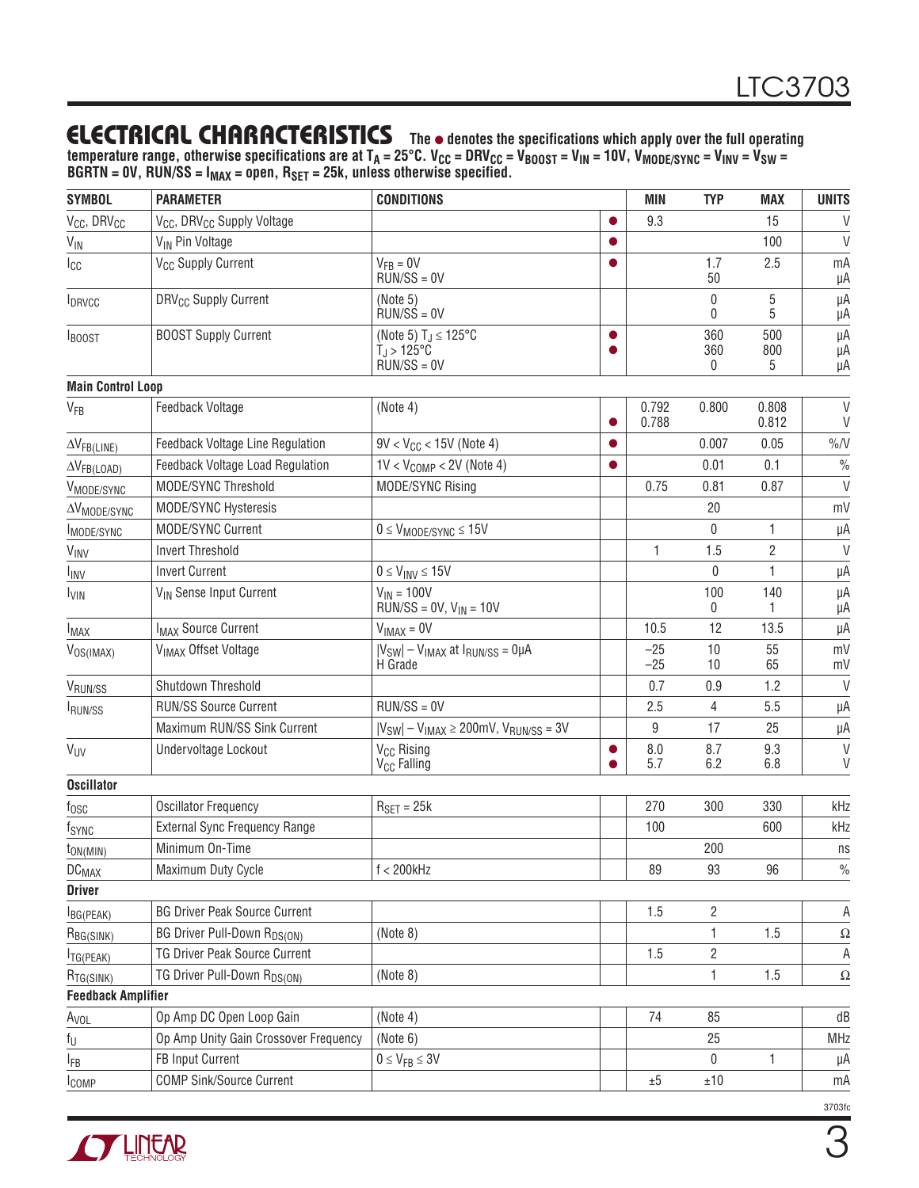## ELECTRICAL CHARACTERISTICS

**The ● denotes the specifications which apply over the full operating temperature range, otherwise specifications are at $T_A$ = 25°C. $V_{CC}$ = $DRV_{CC}$ = $V_{BOOST}$ = $V_{IN}$ = 10V, $V_{MODE/SYNC}$ = $V_{INV}$ = $V_{SW}$ = BGRTN = 0V, RUN/SS = $I_{MAX}$ = open, $R_{SET}$ = 25k, unless otherwise specified.**

| SYMBOL | PARAMETER | CONDITIONS | | MIN | TYP | MAX | UNITS |
|---|---|---|---|---|---|---|---|
| $V_{CC}$, $DRV_{CC}$ | $V_{CC}$, $DRV_{CC}$ Supply Voltage | | ● | 9.3 | | 15 | V |
| $V_{IN}$ | $V_{IN}$ Pin Voltage | | ● | | | 100 | V |
| $I_{CC}$ | $V_{CC}$ Supply Current | $V_{FB}$ = 0V<br>RUN/SS = 0V | ● | | 1.7<br>50 | 2.5 | mA<br>µA |
| $I_{DRVCC}$ | $DRV_{CC}$ Supply Current | (Note 5)<br>RUN/SS = 0V | | | 0<br>0 | 5<br>5 | µA<br>µA |
| $I_{BOOST}$ | BOOST Supply Current | (Note 5) $T_J$ ≤ 125°C<br>$T_J$ > 125°C<br>RUN/SS = 0V | ●<br>● | | 360<br>360<br>0 | 500<br>800<br>5 | µA<br>µA<br>µA |
| **Main Control Loop** | | | | | | | |
| $V_{FB}$ | Feedback Voltage | (Note 4) | <br>● | 0.792<br>0.788 | 0.800 | 0.808<br>0.812 | V<br>V |
| $\Delta V_{FB(LINE)}$ | Feedback Voltage Line Regulation | 9V < $V_{CC}$ < 15V (Note 4) | ● | | 0.007 | 0.05 | %/V |
| $\Delta V_{FB(LOAD)}$ | Feedback Voltage Load Regulation | 1V < $V_{COMP}$ < 2V (Note 4) | ● | | 0.01 | 0.1 | % |
| $V_{MODE/SYNC}$ | MODE/SYNC Threshold | MODE/SYNC Rising | | 0.75 | 0.81 | 0.87 | V |
| $\Delta V_{MODE/SYNC}$ | MODE/SYNC Hysteresis | | | | 20 | | mV |
| $I_{MODE/SYNC}$ | MODE/SYNC Current | 0 ≤ $V_{MODE/SYNC}$ ≤ 15V | | | 0 | 1 | µA |
| $V_{INV}$ | Invert Threshold | | | 1 | 1.5 | 2 | V |
| $I_{INV}$ | Invert Current | 0 ≤ $V_{INV}$ ≤ 15V | | | 0 | 1 | µA |
| $I_{VIN}$ | $V_{IN}$ Sense Input Current | $V_{IN}$ = 100V<br>RUN/SS = 0V, $V_{IN}$ = 10V | | | 100<br>0 | 140<br>1 | µA<br>µA |
| $I_{MAX}$ | $I_{MAX}$ Source Current | $V_{IMAX}$ = 0V | | 10.5 | 12 | 13.5 | µA |
| $V_{OS(IMAX)}$ | $V_{IMAX}$ Offset Voltage | \|$V_{SW}$\| – $V_{IMAX}$ at $I_{RUN/SS}$ = 0µA<br>H Grade | | –25<br>–25 | 10<br>10 | 55<br>65 | mV<br>mV |
| $V_{RUN/SS}$ | Shutdown Threshold | | | 0.7 | 0.9 | 1.2 | V |
| $I_{RUN/SS}$ | RUN/SS Source Current | RUN/SS = 0V | | 2.5 | 4 | 5.5 | µA |
| | Maximum RUN/SS Sink Current | \|$V_{SW}$\| – $V_{IMAX}$ ≥ 200mV, $V_{RUN/SS}$ = 3V | | 9 | 17 | 25 | µA |
| $V_{UV}$ | Undervoltage Lockout | $V_{CC}$ Rising<br>$V_{CC}$ Falling | ●<br>● | 8.0<br>5.7 | 8.7<br>6.2 | 9.3<br>6.8 | V<br>V |
| **Oscillator** | | | | | | | |
| $f_{OSC}$ | Oscillator Frequency | $R_{SET}$ = 25k | | 270 | 300 | 330 | kHz |
| $f_{SYNC}$ | External Sync Frequency Range | | | 100 | | 600 | kHz |
| $t_{ON(MIN)}$ | Minimum On-Time | | | | 200 | | ns |
| $DC_{MAX}$ | Maximum Duty Cycle | f < 200kHz | | 89 | 93 | 96 | % |
| **Driver** | | | | | | | |
| $I_{BG(PEAK)}$ | BG Driver Peak Source Current | | | 1.5 | 2 | | A |
| $R_{BG(SINK)}$ | BG Driver Pull-Down $R_{DS(ON)}$ | (Note 8) | | | 1 | 1.5 | Ω |
| $I_{TG(PEAK)}$ | TG Driver Peak Source Current | | | 1.5 | 2 | | A |
| $R_{TG(SINK)}$ | TG Driver Pull-Down $R_{DS(ON)}$ | (Note 8) | | | 1 | 1.5 | Ω |
| **Feedback Amplifier** | | | | | | | |
| $A_{VOL}$ | Op Amp DC Open Loop Gain | (Note 4) | | 74 | 85 | | dB |
| $f_U$ | Op Amp Unity Gain Crossover Frequency | (Note 6) | | | 25 | | MHz |
| $I_{FB}$ | FB Input Current | 0 ≤ $V_{FB}$ ≤ 3V | | | 0 | 1 | µA |
| $I_{COMP}$ | COMP Sink/Source Current | | | ±5 | ±10 | | mA |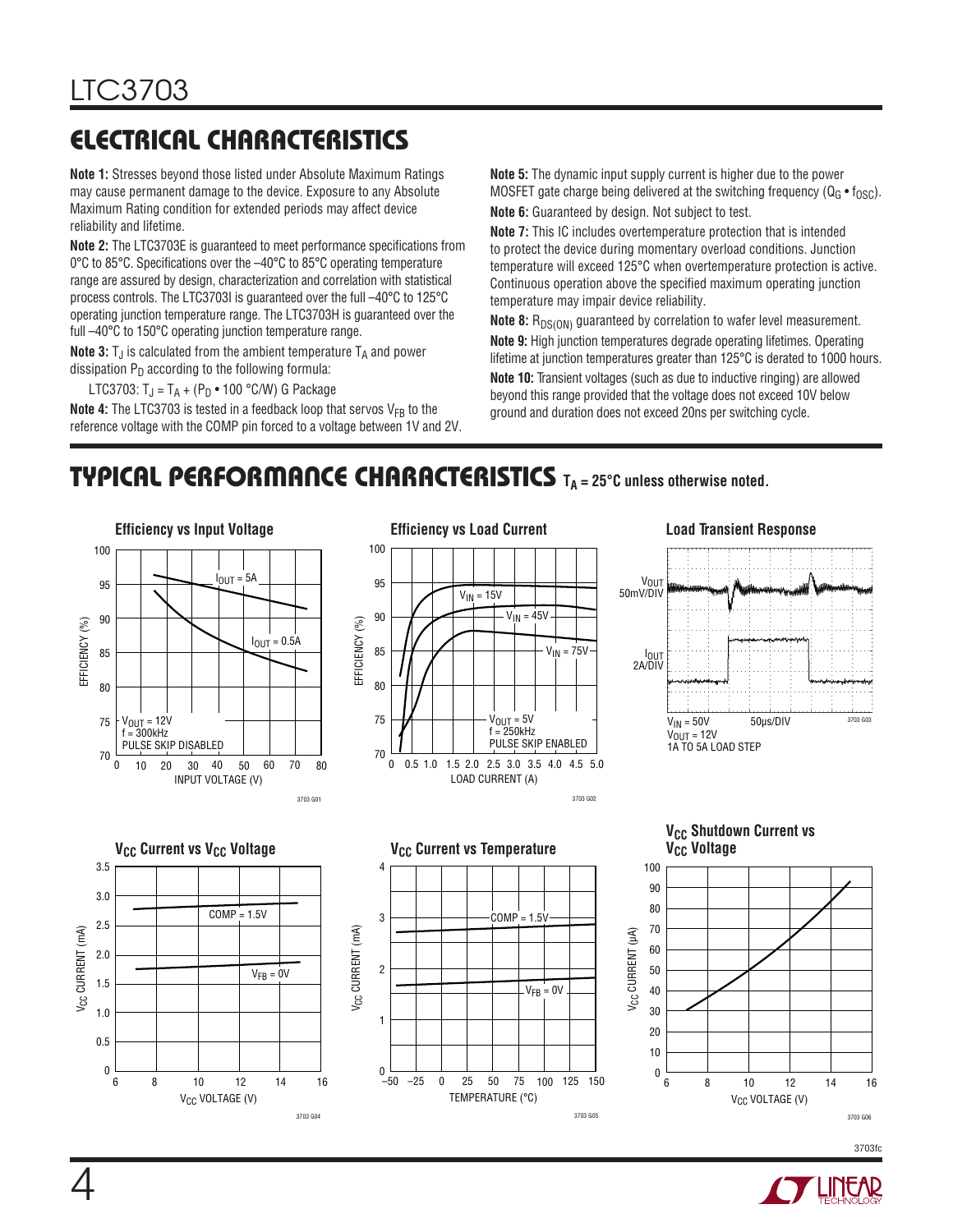## ELECTRICAL CHARACTERISTICS

**Note 1:** Stresses beyond those listed under Absolute Maximum Ratings may cause permanent damage to the device. Exposure to any Absolute Maximum Rating condition for extended periods may affect device reliability and lifetime.

**Note 2:** The LTC3703E is guaranteed to meet performance specifications from 0°C to 85°C. Specifications over the –40°C to 85°C operating temperature range are assured by design, characterization and correlation with statistical process controls. The LTC3703I is guaranteed over the full –40°C to 125°C operating junction temperature range. The LTC3703H is guaranteed over the full –40°C to 150°C operating junction temperature range.

**Note 3:** $T_J$ is calculated from the ambient temperature $T_A$ and power dissipation $P_D$ according to the following formula:

LTC3703: $T_J = T_A + (P_D \bullet 100\ °C/W)$ G Package

**Note 4:** The LTC3703 is tested in a feedback loop that servos $V_{FB}$ to the reference voltage with the COMP pin forced to a voltage between 1V and 2V.

**Note 5:** The dynamic input supply current is higher due to the power MOSFET gate charge being delivered at the switching frequency ($Q_G \bullet f_{OSC}$).

**Note 6:** Guaranteed by design. Not subject to test.

**Note 7:** This IC includes overtemperature protection that is intended to protect the device during momentary overload conditions. Junction temperature will exceed 125°C when overtemperature protection is active. Continuous operation above the specified maximum operating junction temperature may impair device reliability.

**Note 8:** $R_{DS(ON)}$ guaranteed by correlation to wafer level measurement.

**Note 9:** High junction temperatures degrade operating lifetimes. Operating lifetime at junction temperatures greater than 125°C is derated to 1000 hours.

**Note 10:** Transient voltages (such as due to inductive ringing) are allowed beyond this range provided that the voltage does not exceed 10V below ground and duration does not exceed 20ns per switching cycle.

## TYPICAL PERFORMANCE CHARACTERISTICS $T_A$ = 25°C unless otherwise noted.

**Efficiency vs Input Voltage**

EFFICIENCY (%)
100, 95, 90, 85, 80, 75, 70
INPUT VOLTAGE (V)
0, 10, 20, 30, 40, 50, 60, 70, 80
$I_{OUT}$ = 5A
$I_{OUT}$ = 0.5A
$V_{OUT}$ = 12V
f = 300kHz
PULSE SKIP DISABLED
3703 G01

**Efficiency vs Load Current**

EFFICIENCY (%)
100, 95, 90, 85, 80, 75, 70
LOAD CURRENT (A)
0, 0.5, 1.0, 1.5, 2.0, 2.5, 3.0, 3.5, 4.0, 4.5, 5.0
$V_{IN}$ = 15V
$V_{IN}$ = 45V
$V_{IN}$ = 75V
$V_{OUT}$ = 5V
f = 250kHz
PULSE SKIP ENABLED
3703 G02

**Load Transient Response**

$V_{OUT}$
50mV/DIV
$I_{OUT}$
2A/DIV
$V_{IN}$ = 50V
$V_{OUT}$ = 12V
1A TO 5A LOAD STEP
50µs/DIV
3703 G03

**$V_{CC}$ Current vs $V_{CC}$ Voltage**

$V_{CC}$ CURRENT (mA)
3.5, 3.0, 2.5, 2.0, 1.5, 1.0, 0.5, 0
$V_{CC}$ VOLTAGE (V)
6, 8, 10, 12, 14, 16
COMP = 1.5V
$V_{FB}$ = 0V
3703 G04

**$V_{CC}$ Current vs Temperature**

$V_{CC}$ CURRENT (mA)
4, 3, 2, 1, 0
TEMPERATURE (°C)
–50, –25, 0, 25, 50, 75, 100, 125, 150
COMP = 1.5V
$V_{FB}$ = 0V
3703 G05

**$V_{CC}$ Shutdown Current vs $V_{CC}$ Voltage**

$V_{CC}$ CURRENT (µA)
100, 90, 80, 70, 60, 50, 40, 30, 20, 10, 0
$V_{CC}$ VOLTAGE (V)
6, 8, 10, 12, 14, 16
3703 G06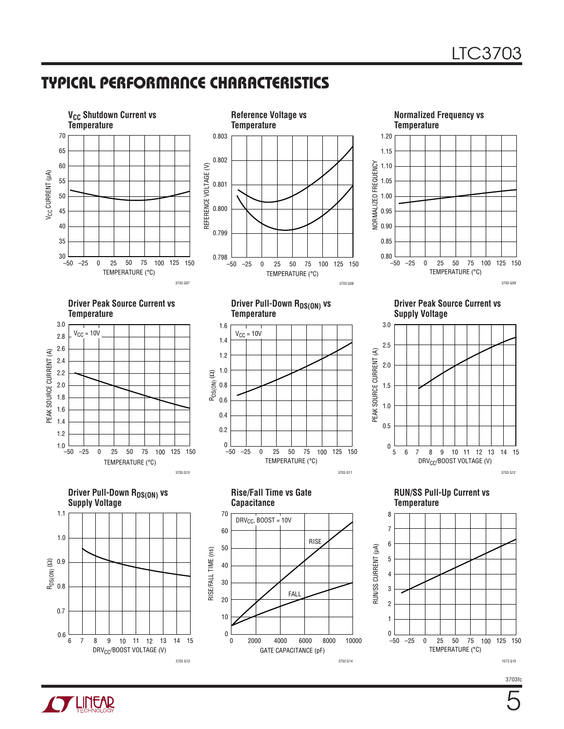## TYPICAL PERFORMANCE CHARACTERISTICS

**$V_{CC}$ Shutdown Current vs Temperature**

$V_{CC}$ CURRENT (µA)
70
65
60
55
50
45
40
35
30
–50 –25 0 25 50 75 100 125 150
TEMPERATURE (°C)
3703 G07

**Reference Voltage vs Temperature**

REFERENCE VOLTAGE (V)
0.803
0.802
0.801
0.800
0.799
0.798
–50 –25 0 25 50 75 100 125 150
TEMPERATURE (°C)
3703 G08

**Normalized Frequency vs Temperature**

NORMALIZED FREQUENCY
1.20
1.15
1.10
1.05
1.00
0.95
0.90
0.85
0.80
–50 –25 0 25 50 75 100 125 150
TEMPERATURE (°C)
3703 G09

**Driver Peak Source Current vs Temperature**

$V_{CC}$ = 10V
PEAK SOURCE CURRENT (A)
3.0
2.8
2.6
2.4
2.2
2.0
1.8
1.6
1.4
1.2
1.0
–50 –25 0 25 50 75 100 125 150
TEMPERATURE (°C)
3703 G10

**Driver Pull-Down $R_{DS(ON)}$ vs Temperature**

$V_{CC}$ = 10V
$R_{DS(ON)}$ (Ω)
1.6
1.4
1.2
1.0
0.8
0.6
0.4
0.2
0
–50 –25 0 25 50 75 100 125 150
TEMPERATURE (°C)
3703 G11

**Driver Peak Source Current vs Supply Voltage**

PEAK SOURCE CURRENT (A)
3.0
2.5
2.0
1.5
1.0
0.5
0
5 6 7 8 9 10 11 12 13 14 15
$DRV_{CC}$/BOOST VOLTAGE (V)
3703 G12

**Driver Pull-Down $R_{DS(ON)}$ vs Supply Voltage**

$R_{DS(ON)}$ (Ω)
1.1
1.0
0.9
0.8
0.7
0.6
6 7 8 9 10 11 12 13 14 15
$DRV_{CC}$/BOOST VOLTAGE (V)
3703 G13

**Rise/Fall Time vs Gate Capacitance**

$DRV_{CC}$, BOOST = 10V
RISE
FALL
RISE/FALL TIME (ns)
70
60
50
40
30
20
10
0
0 2000 4000 6000 8000 10000
GATE CAPACITANCE (pF)
3703 G14

**RUN/SS Pull-Up Current vs Temperature**

RUN/SS CURRENT (µA)
8
7
6
5
4
3
2
1
0
–50 –25 0 25 50 75 100 125 150
TEMPERATURE (°C)
1573 G15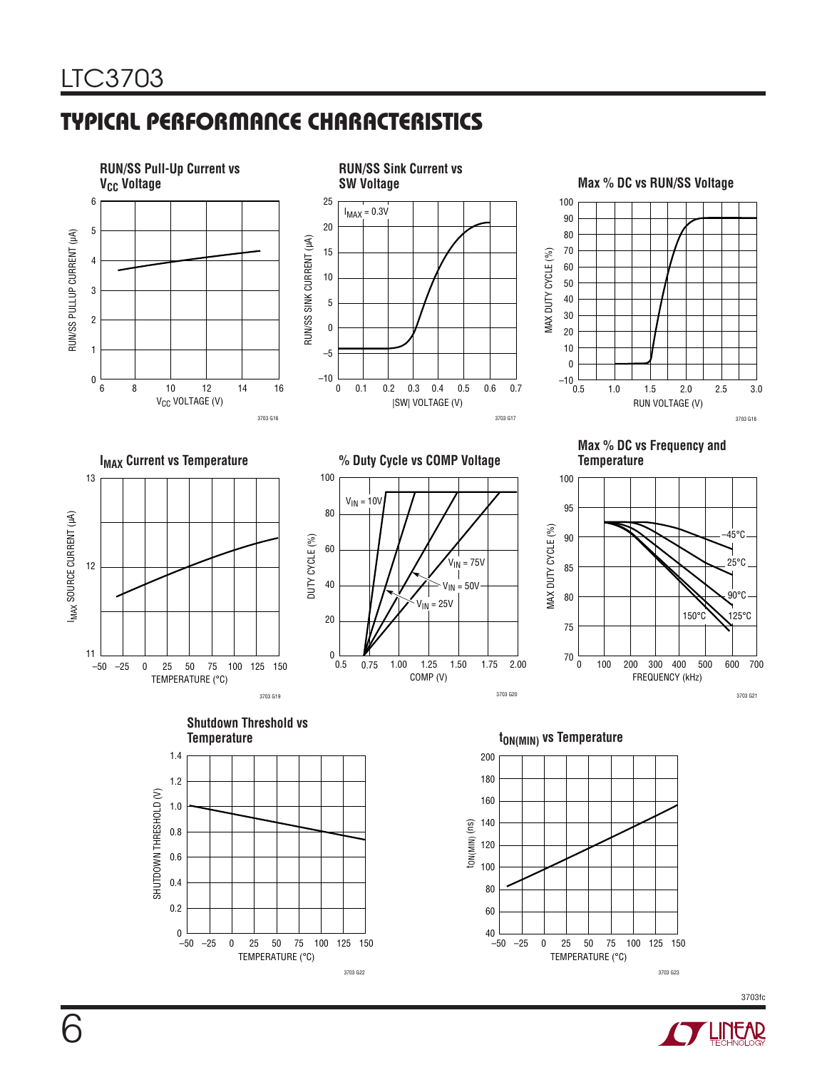## TYPICAL PERFORMANCE CHARACTERISTICS

**RUN/SS Pull-Up Current vs $V_{CC}$ Voltage**

RUN/SS PULLUP CURRENT (µA)
0 1 2 3 4 5 6
6 8 10 12 14 16
$V_{CC}$ VOLTAGE (V)
3703 G16

**RUN/SS Sink Current vs SW Voltage**

$I_{MAX}$ = 0.3V
RUN/SS SINK CURRENT (µA)
–10 –5 0 5 10 15 20 25
0 0.1 0.2 0.3 0.4 0.5 0.6 0.7
|SW| VOLTAGE (V)
3703 G17

**Max % DC vs RUN/SS Voltage**

MAX DUTY CYCLE (%)
–10 0 10 20 30 40 50 60 70 80 90 100
0.5 1.0 1.5 2.0 2.5 3.0
RUN VOLTAGE (V)
3703 G18

**$I_{MAX}$ Current vs Temperature**

$I_{MAX}$ SOURCE CURRENT (µA)
11 12 13
–50 –25 0 25 50 75 100 125 150
TEMPERATURE (°C)
3703 G19

**% Duty Cycle vs COMP Voltage**

$V_{IN}$ = 10V
$V_{IN}$ = 75V
$V_{IN}$ = 50V
$V_{IN}$ = 25V
DUTY CYCLE (%)
0 20 40 60 80 100
0.5 0.75 1.00 1.25 1.50 1.75 2.00
COMP (V)
3703 G20

**Max % DC vs Frequency and Temperature**

–45°C
25°C
90°C
150°C
125°C
MAX DUTY CYCLE (%)
70 75 80 85 90 95 100
0 100 200 300 400 500 600 700
FREQUENCY (kHz)
3703 G21

**Shutdown Threshold vs Temperature**

SHUTDOWN THRESHOLD (V)
0 0.2 0.4 0.6 0.8 1.0 1.2 1.4
–50 –25 0 25 50 75 100 125 150
TEMPERATURE (°C)
3703 G22

**$t_{ON(MIN)}$ vs Temperature**

$t_{ON(MIN)}$ (ns)
40 60 80 100 120 140 160 180 200
–50 –25 0 25 50 75 100 125 150
TEMPERATURE (°C)
3703 G23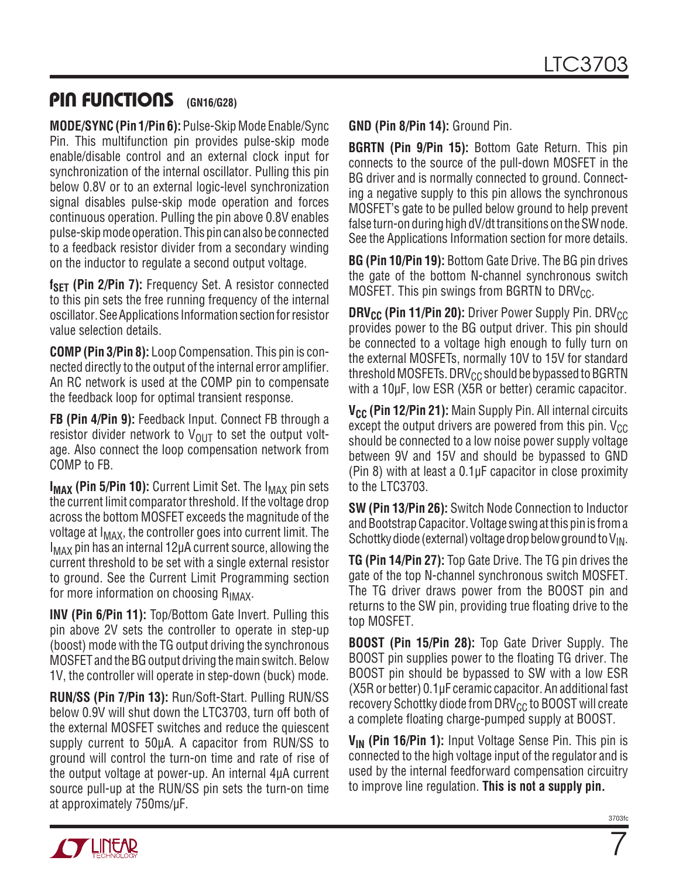## PIN FUNCTIONS (GN16/G28)

**MODE/SYNC (Pin 1/Pin 6):** Pulse-Skip Mode Enable/Sync Pin. This multifunction pin provides pulse-skip mode enable/disable control and an external clock input for synchronization of the internal oscillator. Pulling this pin below 0.8V or to an external logic-level synchronization signal disables pulse-skip mode operation and forces continuous operation. Pulling the pin above 0.8V enables pulse-skip mode operation. This pin can also be connected to a feedback resistor divider from a secondary winding on the inductor to regulate a second output voltage.

**$f_{SET}$ (Pin 2/Pin 7):** Frequency Set. A resistor connected to this pin sets the free running frequency of the internal oscillator. See Applications Information section for resistor value selection details.

**COMP (Pin 3/Pin 8):** Loop Compensation. This pin is connected directly to the output of the internal error amplifier. An RC network is used at the COMP pin to compensate the feedback loop for optimal transient response.

**FB (Pin 4/Pin 9):** Feedback Input. Connect FB through a resistor divider network to $V_{OUT}$ to set the output voltage. Also connect the loop compensation network from COMP to FB.

**$I_{MAX}$ (Pin 5/Pin 10):** Current Limit Set. The $I_{MAX}$ pin sets the current limit comparator threshold. If the voltage drop across the bottom MOSFET exceeds the magnitude of the voltage at $I_{MAX}$, the controller goes into current limit. The $I_{MAX}$ pin has an internal 12µA current source, allowing the current threshold to be set with a single external resistor to ground. See the Current Limit Programming section for more information on choosing $R_{IMAX}$.

**INV (Pin 6/Pin 11):** Top/Bottom Gate Invert. Pulling this pin above 2V sets the controller to operate in step-up (boost) mode with the TG output driving the synchronous MOSFET and the BG output driving the main switch. Below 1V, the controller will operate in step-down (buck) mode.

**RUN/SS (Pin 7/Pin 13):** Run/Soft-Start. Pulling RUN/SS below 0.9V will shut down the LTC3703, turn off both of the external MOSFET switches and reduce the quiescent supply current to 50µA. A capacitor from RUN/SS to ground will control the turn-on time and rate of rise of the output voltage at power-up. An internal 4µA current source pull-up at the RUN/SS pin sets the turn-on time at approximately 750ms/µF.

**GND (Pin 8/Pin 14):** Ground Pin.

**BGRTN (Pin 9/Pin 15):** Bottom Gate Return. This pin connects to the source of the pull-down MOSFET in the BG driver and is normally connected to ground. Connecting a negative supply to this pin allows the synchronous MOSFET's gate to be pulled below ground to help prevent false turn-on during high dV/dt transitions on the SW node. See the Applications Information section for more details.

**BG (Pin 10/Pin 19):** Bottom Gate Drive. The BG pin drives the gate of the bottom N-channel synchronous switch MOSFET. This pin swings from BGRTN to $DRV_{CC}$.

**$DRV_{CC}$ (Pin 11/Pin 20):** Driver Power Supply Pin. $DRV_{CC}$ provides power to the BG output driver. This pin should be connected to a voltage high enough to fully turn on the external MOSFETs, normally 10V to 15V for standard threshold MOSFETs. $DRV_{CC}$ should be bypassed to BGRTN with a 10µF, low ESR (X5R or better) ceramic capacitor.

**$V_{CC}$ (Pin 12/Pin 21):** Main Supply Pin. All internal circuits except the output drivers are powered from this pin. $V_{CC}$ should be connected to a low noise power supply voltage between 9V and 15V and should be bypassed to GND (Pin 8) with at least a 0.1µF capacitor in close proximity to the LTC3703.

**SW (Pin 13/Pin 26):** Switch Node Connection to Inductor and Bootstrap Capacitor. Voltage swing at this pin is from a Schottky diode (external) voltage drop below ground to $V_{IN}$.

**TG (Pin 14/Pin 27):** Top Gate Drive. The TG pin drives the gate of the top N-channel synchronous switch MOSFET. The TG driver draws power from the BOOST pin and returns to the SW pin, providing true floating drive to the top MOSFET.

**BOOST (Pin 15/Pin 28):** Top Gate Driver Supply. The BOOST pin supplies power to the floating TG driver. The BOOST pin should be bypassed to SW with a low ESR (X5R or better) 0.1µF ceramic capacitor. An additional fast recovery Schottky diode from $DRV_{CC}$ to BOOST will create a complete floating charge-pumped supply at BOOST.

**$V_{IN}$ (Pin 16/Pin 1):** Input Voltage Sense Pin. This pin is connected to the high voltage input of the regulator and is used by the internal feedforward compensation circuitry to improve line regulation. **This is not a supply pin.**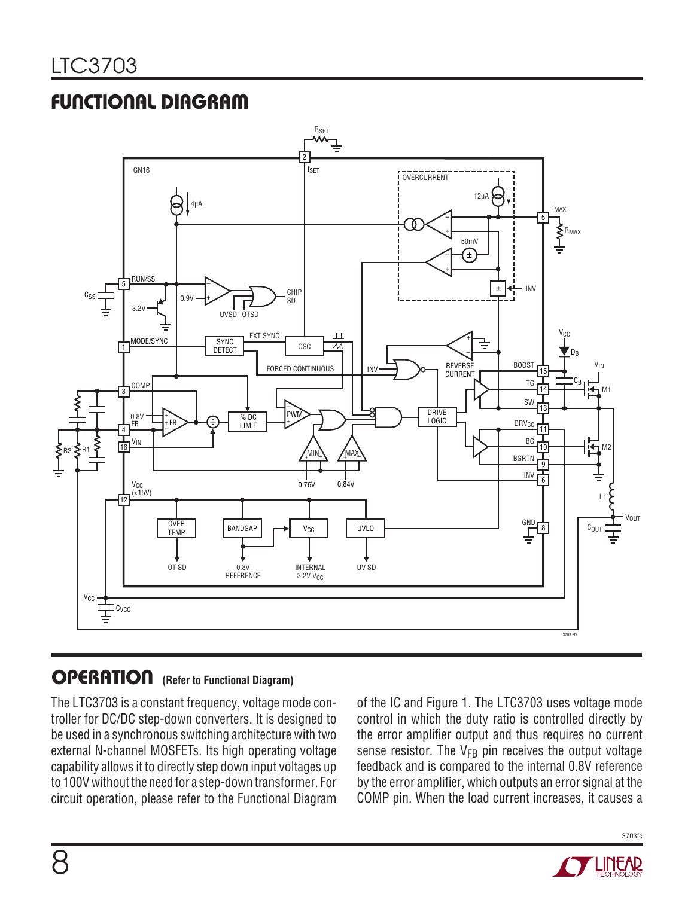## FUNCTIONAL DIAGRAM

## OPERATION (Refer to Functional Diagram)

The LTC3703 is a constant frequency, voltage mode controller for DC/DC step-down converters. It is designed to be used in a synchronous switching architecture with two external N-channel MOSFETs. Its high operating voltage capability allows it to directly step down input voltages up to 100V without the need for a step-down transformer. For circuit operation, please refer to the Functional Diagram of the IC and Figure 1. The LTC3703 uses voltage mode control in which the duty ratio is controlled directly by the error amplifier output and thus requires no current sense resistor. The $V_{FB}$ pin receives the output voltage feedback and is compared to the internal 0.8V reference by the error amplifier, which outputs an error signal at the COMP pin. When the load current increases, it causes a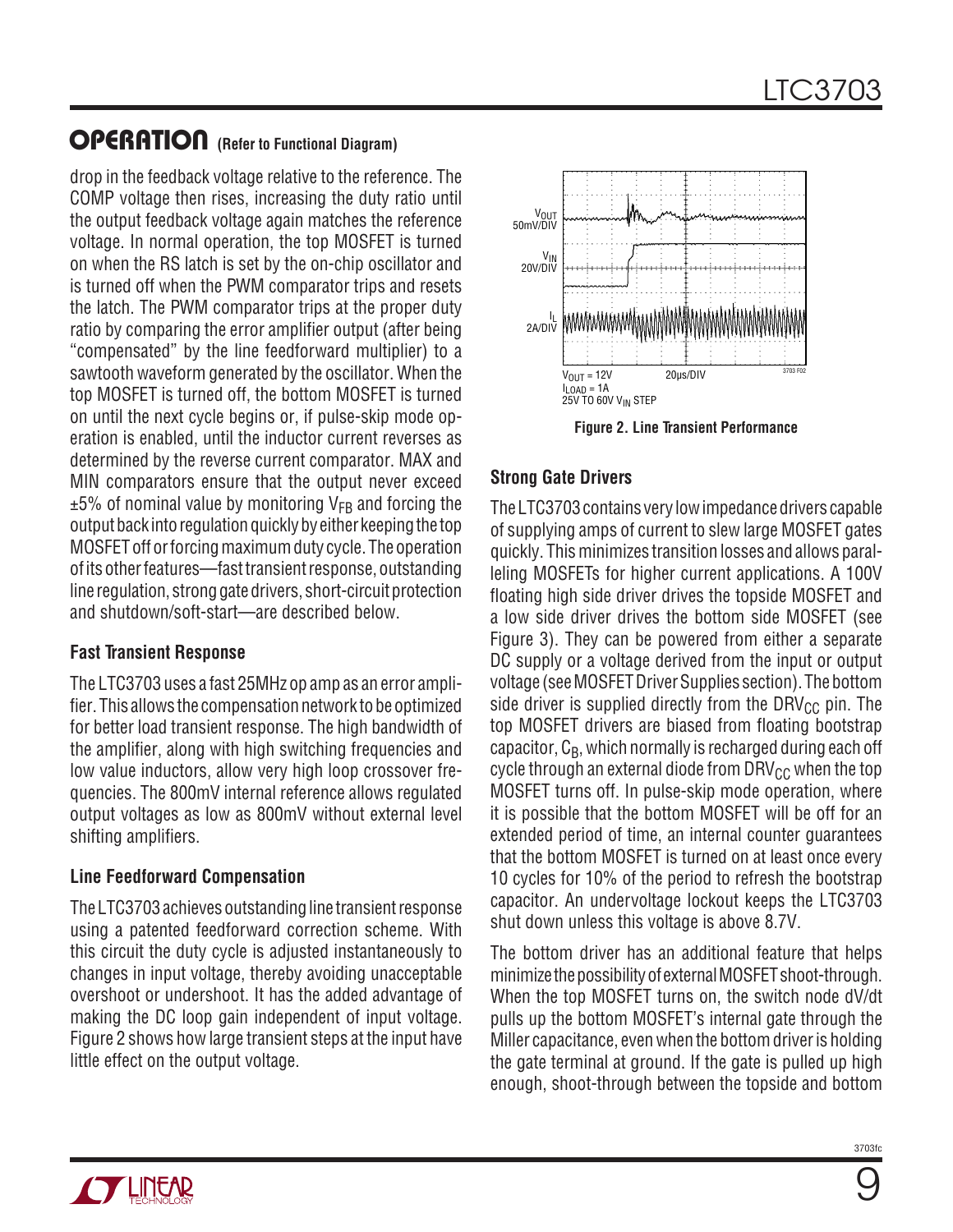## OPERATION (Refer to Functional Diagram)

drop in the feedback voltage relative to the reference. The COMP voltage then rises, increasing the duty ratio until the output feedback voltage again matches the reference voltage. In normal operation, the top MOSFET is turned on when the RS latch is set by the on-chip oscillator and is turned off when the PWM comparator trips and resets the latch. The PWM comparator trips at the proper duty ratio by comparing the error amplifier output (after being "compensated" by the line feedforward multiplier) to a sawtooth waveform generated by the oscillator. When the top MOSFET is turned off, the bottom MOSFET is turned on until the next cycle begins or, if pulse-skip mode operation is enabled, until the inductor current reverses as determined by the reverse current comparator. MAX and MIN comparators ensure that the output never exceed ±5% of nominal value by monitoring $V_{FB}$ and forcing the output back into regulation quickly by either keeping the top MOSFET off or forcing maximum duty cycle. The operation of its other features—fast transient response, outstanding line regulation, strong gate drivers, short-circuit protection and shutdown/soft-start—are described below.

### Fast Transient Response

The LTC3703 uses a fast 25MHz op amp as an error amplifier. This allows the compensation network to be optimized for better load transient response. The high bandwidth of the amplifier, along with high switching frequencies and low value inductors, allow very high loop crossover frequencies. The 800mV internal reference allows regulated output voltages as low as 800mV without external level shifting amplifiers.

### Line Feedforward Compensation

The LTC3703 achieves outstanding line transient response using a patented feedforward correction scheme. With this circuit the duty cycle is adjusted instantaneously to changes in input voltage, thereby avoiding unacceptable overshoot or undershoot. It has the added advantage of making the DC loop gain independent of input voltage. Figure 2 shows how large transient steps at the input have little effect on the output voltage.

$V_{OUT}$ 50mV/DIV
$V_{IN}$ 20V/DIV
$I_L$ 2A/DIV
$V_{OUT}$ = 12V
$I_{LOAD}$ = 1A
25V TO 60V $V_{IN}$ STEP
20µs/DIV
3703 F02

**Figure 2. Line Transient Performance**

### Strong Gate Drivers

The LTC3703 contains very low impedance drivers capable of supplying amps of current to slew large MOSFET gates quickly. This minimizes transition losses and allows paralleling MOSFETs for higher current applications. A 100V floating high side driver drives the topside MOSFET and a low side driver drives the bottom side MOSFET (see Figure 3). They can be powered from either a separate DC supply or a voltage derived from the input or output voltage (see MOSFET Driver Supplies section). The bottom side driver is supplied directly from the $DRV_{CC}$ pin. The top MOSFET drivers are biased from floating bootstrap capacitor, $C_B$, which normally is recharged during each off cycle through an external diode from $DRV_{CC}$ when the top MOSFET turns off. In pulse-skip mode operation, where it is possible that the bottom MOSFET will be off for an extended period of time, an internal counter guarantees that the bottom MOSFET is turned on at least once every 10 cycles for 10% of the period to refresh the bootstrap capacitor. An undervoltage lockout keeps the LTC3703 shut down unless this voltage is above 8.7V.

The bottom driver has an additional feature that helps minimize the possibility of external MOSFET shoot-through. When the top MOSFET turns on, the switch node dV/dt pulls up the bottom MOSFET's internal gate through the Miller capacitance, even when the bottom driver is holding the gate terminal at ground. If the gate is pulled up high enough, shoot-through between the topside and bottom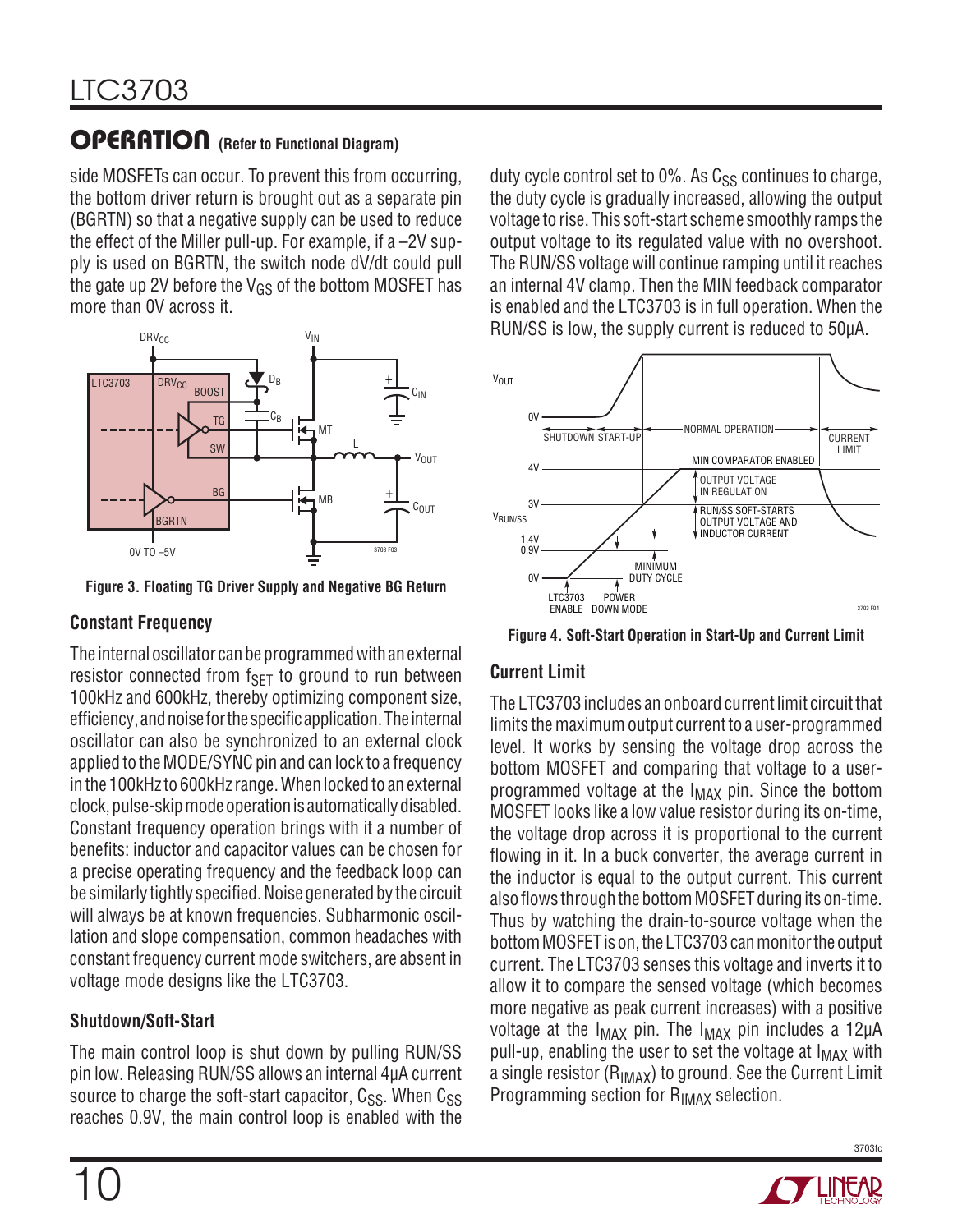## OPERATION (Refer to Functional Diagram)

side MOSFETs can occur. To prevent this from occurring, the bottom driver return is brought out as a separate pin (BGRTN) so that a negative supply can be used to reduce the effect of the Miller pull-up. For example, if a –2V supply is used on BGRTN, the switch node dV/dt could pull the gate up 2V before the $V_{GS}$ of the bottom MOSFET has more than 0V across it.

$DRV_{CC}$

$V_{IN}$

LTC3703

$DRV_{CC}$

BOOST

TG

SW

BG

BGRTN

$D_B$

$C_B$

MT

L

$V_{OUT}$

$C_{IN}$

MB

$C_{OUT}$

0V TO –5V

3703 F03

Figure 3. Floating TG Driver Supply and Negative BG Return

### Constant Frequency

The internal oscillator can be programmed with an external resistor connected from $f_{SET}$ to ground to run between 100kHz and 600kHz, thereby optimizing component size, efficiency, and noise for the specific application. The internal oscillator can also be synchronized to an external clock applied to the MODE/SYNC pin and can lock to a frequency in the 100kHz to 600kHz range. When locked to an external clock, pulse-skip mode operation is automatically disabled. Constant frequency operation brings with it a number of benefits: inductor and capacitor values can be chosen for a precise operating frequency and the feedback loop can be similarly tightly specified. Noise generated by the circuit will always be at known frequencies. Subharmonic oscillation and slope compensation, common headaches with constant frequency current mode switchers, are absent in voltage mode designs like the LTC3703.

### Shutdown/Soft-Start

The main control loop is shut down by pulling RUN/SS pin low. Releasing RUN/SS allows an internal 4μA current source to charge the soft-start capacitor, $C_{SS}$. When $C_{SS}$ reaches 0.9V, the main control loop is enabled with the duty cycle control set to 0%. As $C_{SS}$ continues to charge, the duty cycle is gradually increased, allowing the output voltage to rise. This soft-start scheme smoothly ramps the output voltage to its regulated value with no overshoot. The RUN/SS voltage will continue ramping until it reaches an internal 4V clamp. Then the MIN feedback comparator is enabled and the LTC3703 is in full operation. When the RUN/SS is low, the supply current is reduced to 50μA.

$V_{OUT}$

0V

SHUTDOWN

START-UP

NORMAL OPERATION

CURRENT LIMIT

MIN COMPARATOR ENABLED

4V

OUTPUT VOLTAGE IN REGULATION

3V

$V_{RUN/SS}$

RUN/SS SOFT-STARTS OUTPUT VOLTAGE AND INDUCTOR CURRENT

1.4V

0.9V

MINIMUM DUTY CYCLE

0V

LTC3703 ENABLE

POWER DOWN MODE

3703 F04

Figure 4. Soft-Start Operation in Start-Up and Current Limit

### Current Limit

The LTC3703 includes an onboard current limit circuit that limits the maximum output current to a user-programmed level. It works by sensing the voltage drop across the bottom MOSFET and comparing that voltage to a user-programmed voltage at the $I_{MAX}$ pin. Since the bottom MOSFET looks like a low value resistor during its on-time, the voltage drop across it is proportional to the current flowing in it. In a buck converter, the average current in the inductor is equal to the output current. This current also flows through the bottom MOSFET during its on-time. Thus by watching the drain-to-source voltage when the bottom MOSFET is on, the LTC3703 can monitor the output current. The LTC3703 senses this voltage and inverts it to allow it to compare the sensed voltage (which becomes more negative as peak current increases) with a positive voltage at the $I_{MAX}$ pin. The $I_{MAX}$ pin includes a 12μA pull-up, enabling the user to set the voltage at $I_{MAX}$ with a single resistor ($R_{IMAX}$) to ground. See the Current Limit Programming section for $R_{IMAX}$ selection.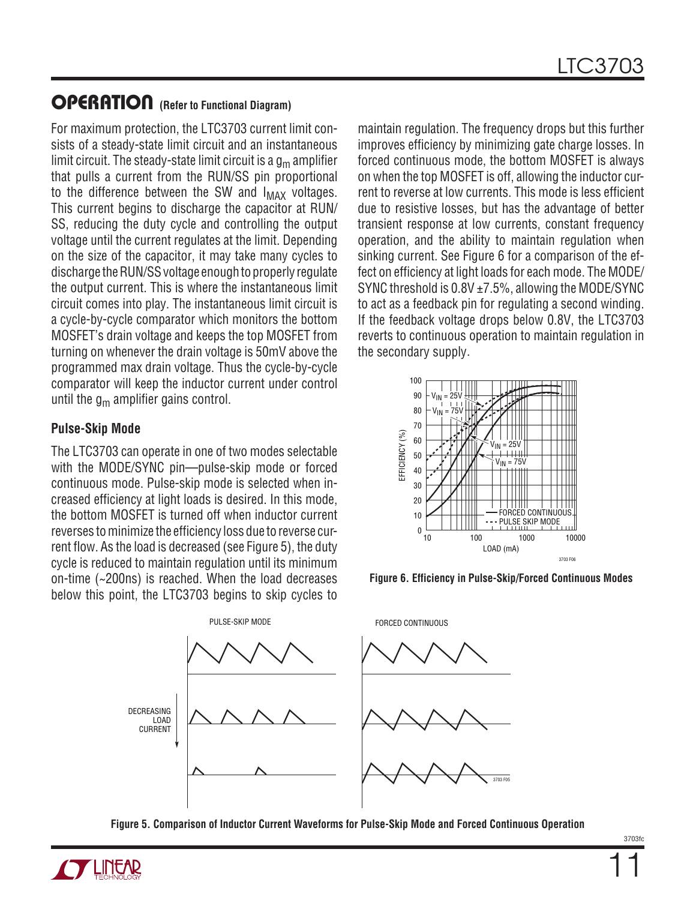## OPERATION (Refer to Functional Diagram)

For maximum protection, the LTC3703 current limit consists of a steady-state limit circuit and an instantaneous limit circuit. The steady-state limit circuit is a $g_m$ amplifier that pulls a current from the RUN/SS pin proportional to the difference between the SW and $I_{MAX}$ voltages. This current begins to discharge the capacitor at RUN/SS, reducing the duty cycle and controlling the output voltage until the current regulates at the limit. Depending on the size of the capacitor, it may take many cycles to discharge the RUN/SS voltage enough to properly regulate the output current. This is where the instantaneous limit circuit comes into play. The instantaneous limit circuit is a cycle-by-cycle comparator which monitors the bottom MOSFET's drain voltage and keeps the top MOSFET from turning on whenever the drain voltage is 50mV above the programmed max drain voltage. Thus the cycle-by-cycle comparator will keep the inductor current under control until the $g_m$ amplifier gains control.

### Pulse-Skip Mode

The LTC3703 can operate in one of two modes selectable with the MODE/SYNC pin—pulse-skip mode or forced continuous mode. Pulse-skip mode is selected when increased efficiency at light loads is desired. In this mode, the bottom MOSFET is turned off when inductor current reverses to minimize the efficiency loss due to reverse current flow. As the load is decreased (see Figure 5), the duty cycle is reduced to maintain regulation until its minimum on-time (~200ns) is reached. When the load decreases below this point, the LTC3703 begins to skip cycles to maintain regulation. The frequency drops but this further improves efficiency by minimizing gate charge losses. In forced continuous mode, the bottom MOSFET is always on when the top MOSFET is off, allowing the inductor current to reverse at low currents. This mode is less efficient due to resistive losses, but has the advantage of better transient response at low currents, constant frequency operation, and the ability to maintain regulation when sinking current. See Figure 6 for a comparison of the effect on efficiency at light loads for each mode. The MODE/SYNC threshold is 0.8V ±7.5%, allowing the MODE/SYNC to act as a feedback pin for regulating a second winding. If the feedback voltage drops below 0.8V, the LTC3703 reverts to continuous operation to maintain regulation in the secondary supply.

EFFICIENCY (%)
100
90
80
70
60
50
40
30
20
10
0
10
100
1000
10000
LOAD (mA)
$V_{IN}$ = 25V
$V_{IN}$ = 75V
$V_{IN}$ = 25V
$V_{IN}$ = 75V
FORCED CONTINUOUS
PULSE SKIP MODE
3703 F06

Figure 6. Efficiency in Pulse-Skip/Forced Continuous Modes

PULSE-SKIP MODE
FORCED CONTINUOUS
DECREASING LOAD CURRENT
3703 F05

Figure 5. Comparison of Inductor Current Waveforms for Pulse-Skip Mode and Forced Continuous Operation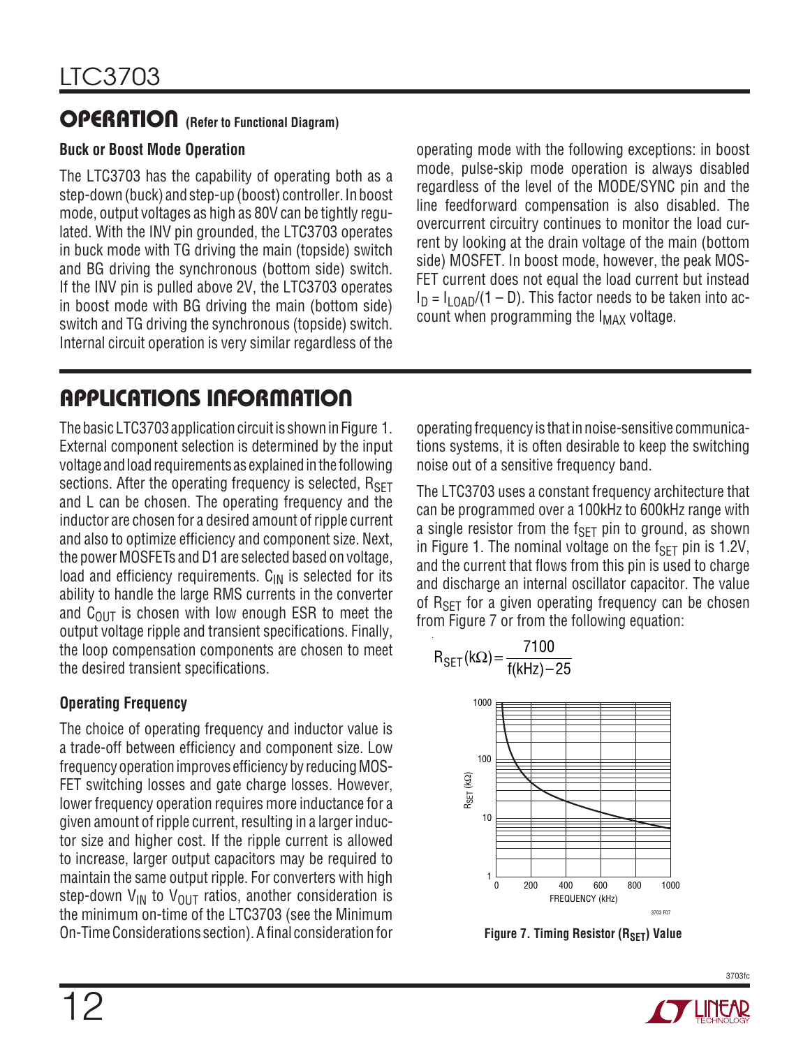## OPERATION (Refer to Functional Diagram)

### Buck or Boost Mode Operation

The LTC3703 has the capability of operating both as a step-down (buck) and step-up (boost) controller. In boost mode, output voltages as high as 80V can be tightly regulated. With the INV pin grounded, the LTC3703 operates in buck mode with TG driving the main (topside) switch and BG driving the synchronous (bottom side) switch. If the INV pin is pulled above 2V, the LTC3703 operates in boost mode with BG driving the main (bottom side) switch and TG driving the synchronous (topside) switch. Internal circuit operation is very similar regardless of the operating mode with the following exceptions: in boost mode, pulse-skip mode operation is always disabled regardless of the level of the MODE/SYNC pin and the line feedforward compensation is also disabled. The overcurrent circuitry continues to monitor the load current by looking at the drain voltage of the main (bottom side) MOSFET. In boost mode, however, the peak MOSFET current does not equal the load current but instead $I_D = I_{LOAD}/(1 – D)$. This factor needs to be taken into account when programming the $I_{MAX}$ voltage.

## APPLICATIONS INFORMATION

The basic LTC3703 application circuit is shown in Figure 1. External component selection is determined by the input voltage and load requirements as explained in the following sections. After the operating frequency is selected, $R_{SET}$ and L can be chosen. The operating frequency and the inductor are chosen for a desired amount of ripple current and also to optimize efficiency and component size. Next, the power MOSFETs and D1 are selected based on voltage, load and efficiency requirements. $C_{IN}$ is selected for its ability to handle the large RMS currents in the converter and $C_{OUT}$ is chosen with low enough ESR to meet the output voltage ripple and transient specifications. Finally, the loop compensation components are chosen to meet the desired transient specifications.

### Operating Frequency

The choice of operating frequency and inductor value is a trade-off between efficiency and component size. Low frequency operation improves efficiency by reducing MOSFET switching losses and gate charge losses. However, lower frequency operation requires more inductance for a given amount of ripple current, resulting in a larger inductor size and higher cost. If the ripple current is allowed to increase, larger output capacitors may be required to maintain the same output ripple. For converters with high step-down $V_{IN}$ to $V_{OUT}$ ratios, another consideration is the minimum on-time of the LTC3703 (see the Minimum On-Time Considerations section). A final consideration for operating frequency is that in noise-sensitive communications systems, it is often desirable to keep the switching noise out of a sensitive frequency band.

The LTC3703 uses a constant frequency architecture that can be programmed over a 100kHz to 600kHz range with a single resistor from the $f_{SET}$ pin to ground, as shown in Figure 1. The nominal voltage on the $f_{SET}$ pin is 1.2V, and the current that flows from this pin is used to charge and discharge an internal oscillator capacitor. The value of $R_{SET}$ for a given operating frequency can be chosen from Figure 7 or from the following equation:

$$R_{SET}(k\Omega) = \frac{7100}{f(kHz) - 25}$$

1000
100
10
1
$R_{SET}$ (kΩ)
0 200 400 600 800 1000
FREQUENCY (kHz)
3703 F07

**Figure 7. Timing Resistor ($R_{SET}$) Value**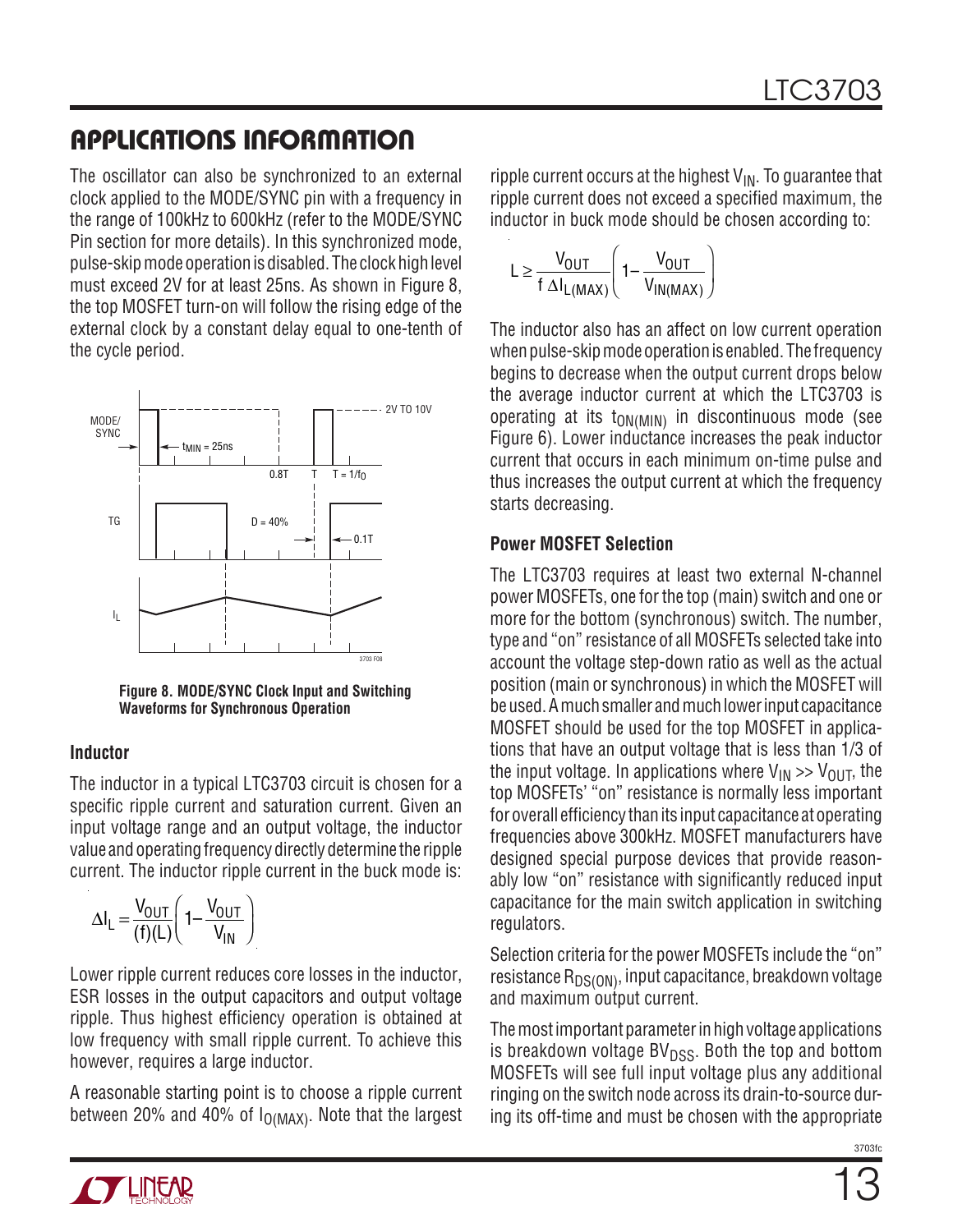## APPLICATIONS INFORMATION

The oscillator can also be synchronized to an external clock applied to the MODE/SYNC pin with a frequency in the range of 100kHz to 600kHz (refer to the MODE/SYNC Pin section for more details). In this synchronized mode, pulse-skip mode operation is disabled. The clock high level must exceed 2V for at least 25ns. As shown in Figure 8, the top MOSFET turn-on will follow the rising edge of the external clock by a constant delay equal to one-tenth of the cycle period.

MODE/SYNC
$t_{MIN}$ = 25ns
2V TO 10V
0.8T
T
T = 1/$f_O$
TG
D = 40%
0.1T
$I_L$
3703 F08

**Figure 8. MODE/SYNC Clock Input and Switching Waveforms for Synchronous Operation**

### Inductor

The inductor in a typical LTC3703 circuit is chosen for a specific ripple current and saturation current. Given an input voltage range and an output voltage, the inductor value and operating frequency directly determine the ripple current. The inductor ripple current in the buck mode is:

$$\Delta I_L = \frac{V_{OUT}}{(f)(L)}\left(1-\frac{V_{OUT}}{V_{IN}}\right)$$

Lower ripple current reduces core losses in the inductor, ESR losses in the output capacitors and output voltage ripple. Thus highest efficiency operation is obtained at low frequency with small ripple current. To achieve this however, requires a large inductor.

A reasonable starting point is to choose a ripple current between 20% and 40% of $I_{O(MAX)}$. Note that the largest ripple current occurs at the highest $V_{IN}$. To guarantee that ripple current does not exceed a specified maximum, the inductor in buck mode should be chosen according to:

$$L \geq \frac{V_{OUT}}{f\,\Delta I_{L(MAX)}}\left(1-\frac{V_{OUT}}{V_{IN(MAX)}}\right)$$

The inductor also has an affect on low current operation when pulse-skip mode operation is enabled. The frequency begins to decrease when the output current drops below the average inductor current at which the LTC3703 is operating at its $t_{ON(MIN)}$ in discontinuous mode (see Figure 6). Lower inductance increases the peak inductor current that occurs in each minimum on-time pulse and thus increases the output current at which the frequency starts decreasing.

### Power MOSFET Selection

The LTC3703 requires at least two external N-channel power MOSFETs, one for the top (main) switch and one or more for the bottom (synchronous) switch. The number, type and "on" resistance of all MOSFETs selected take into account the voltage step-down ratio as well as the actual position (main or synchronous) in which the MOSFET will be used. A much smaller and much lower input capacitance MOSFET should be used for the top MOSFET in applications that have an output voltage that is less than 1/3 of the input voltage. In applications where $V_{IN} >> V_{OUT}$, the top MOSFETs' "on" resistance is normally less important for overall efficiency than its input capacitance at operating frequencies above 300kHz. MOSFET manufacturers have designed special purpose devices that provide reasonably low "on" resistance with significantly reduced input capacitance for the main switch application in switching regulators.

Selection criteria for the power MOSFETs include the "on" resistance $R_{DS(ON)}$, input capacitance, breakdown voltage and maximum output current.

The most important parameter in high voltage applications is breakdown voltage $BV_{DSS}$. Both the top and bottom MOSFETs will see full input voltage plus any additional ringing on the switch node across its drain-to-source during its off-time and must be chosen with the appropriate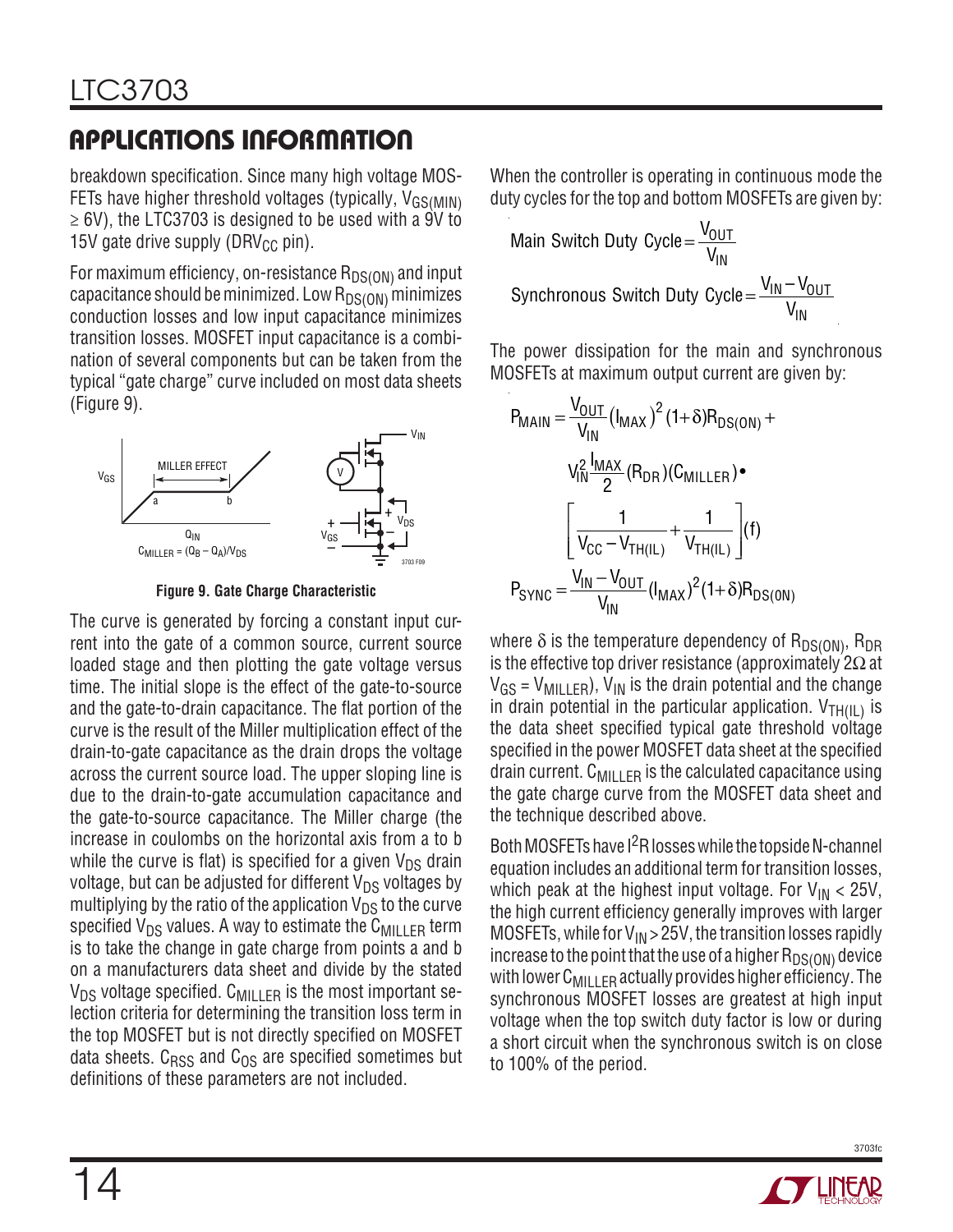## APPLICATIONS INFORMATION

breakdown specification. Since many high voltage MOSFETs have higher threshold voltages (typically, $V_{GS(MIN)} \geq 6V$), the LTC3703 is designed to be used with a 9V to 15V gate drive supply ($DRV_{CC}$ pin).

For maximum efficiency, on-resistance $R_{DS(ON)}$ and input capacitance should be minimized. Low $R_{DS(ON)}$ minimizes conduction losses and low input capacitance minimizes transition losses. MOSFET input capacitance is a combination of several components but can be taken from the typical "gate charge" curve included on most data sheets (Figure 9).

$V_{GS}$

MILLER EFFECT

a

b

$Q_{IN}$

$C_{MILLER} = (Q_B - Q_A)/V_{DS}$

$V_{IN}$

V

+

$V_{DS}$

−

+

$V_{GS}$

−

3703 F09

**Figure 9. Gate Charge Characteristic**

The curve is generated by forcing a constant input current into the gate of a common source, current source loaded stage and then plotting the gate voltage versus time. The initial slope is the effect of the gate-to-source and the gate-to-drain capacitance. The flat portion of the curve is the result of the Miller multiplication effect of the drain-to-gate capacitance as the drain drops the voltage across the current source load. The upper sloping line is due to the drain-to-gate accumulation capacitance and the gate-to-source capacitance. The Miller charge (the increase in coulombs on the horizontal axis from a to b while the curve is flat) is specified for a given $V_{DS}$ drain voltage, but can be adjusted for different $V_{DS}$ voltages by multiplying by the ratio of the application $V_{DS}$ to the curve specified $V_{DS}$ values. A way to estimate the $C_{MILLER}$ term is to take the change in gate charge from points a and b on a manufacturers data sheet and divide by the stated $V_{DS}$ voltage specified. $C_{MILLER}$ is the most important selection criteria for determining the transition loss term in the top MOSFET but is not directly specified on MOSFET data sheets. $C_{RSS}$ and $C_{OS}$ are specified sometimes but definitions of these parameters are not included.

When the controller is operating in continuous mode the duty cycles for the top and bottom MOSFETs are given by:

$$\text{Main Switch Duty Cycle} = \frac{V_{OUT}}{V_{IN}}$$

$$\text{Synchronous Switch Duty Cycle} = \frac{V_{IN} - V_{OUT}}{V_{IN}}$$

The power dissipation for the main and synchronous MOSFETs at maximum output current are given by:

$$P_{MAIN} = \frac{V_{OUT}}{V_{IN}}(I_{MAX})^2(1+\delta)R_{DS(ON)} + V_{IN}^2 \frac{I_{MAX}}{2}(R_{DR})(C_{MILLER}) \bullet \left[\frac{1}{V_{CC} - V_{TH(IL)}} + \frac{1}{V_{TH(IL)}}\right](f)$$

$$P_{SYNC} = \frac{V_{IN} - V_{OUT}}{V_{IN}}(I_{MAX})^2(1+\delta)R_{DS(ON)}$$

where $\delta$ is the temperature dependency of $R_{DS(ON)}$, $R_{DR}$ is the effective top driver resistance (approximately 2Ω at $V_{GS} = V_{MILLER}$), $V_{IN}$ is the drain potential and the change in drain potential in the particular application. $V_{TH(IL)}$ is the data sheet specified typical gate threshold voltage specified in the power MOSFET data sheet at the specified drain current. $C_{MILLER}$ is the calculated capacitance using the gate charge curve from the MOSFET data sheet and the technique described above.

Both MOSFETs have $I^2R$ losses while the topside N-channel equation includes an additional term for transition losses, which peak at the highest input voltage. For $V_{IN} < 25V$, the high current efficiency generally improves with larger MOSFETs, while for $V_{IN} > 25V$, the transition losses rapidly increase to the point that the use of a higher $R_{DS(ON)}$ device with lower $C_{MILLER}$ actually provides higher efficiency. The synchronous MOSFET losses are greatest at high input voltage when the top switch duty factor is low or during a short circuit when the synchronous switch is on close to 100% of the period.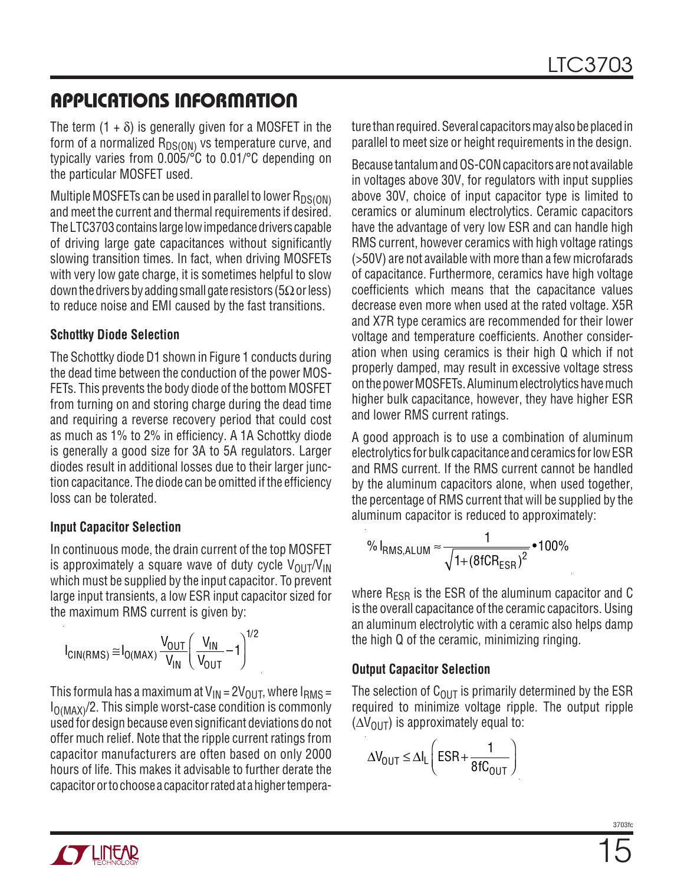## APPLICATIONS INFORMATION

The term $(1 + \delta)$ is generally given for a MOSFET in the form of a normalized $R_{DS(ON)}$ vs temperature curve, and typically varies from 0.005/°C to 0.01/°C depending on the particular MOSFET used.

Multiple MOSFETs can be used in parallel to lower $R_{DS(ON)}$ and meet the current and thermal requirements if desired. The LTC3703 contains large low impedance drivers capable of driving large gate capacitances without significantly slowing transition times. In fact, when driving MOSFETs with very low gate charge, it is sometimes helpful to slow down the drivers by adding small gate resistors (5Ω or less) to reduce noise and EMI caused by the fast transitions.

### Schottky Diode Selection

The Schottky diode D1 shown in Figure 1 conducts during the dead time between the conduction of the power MOSFETs. This prevents the body diode of the bottom MOSFET from turning on and storing charge during the dead time and requiring a reverse recovery period that could cost as much as 1% to 2% in efficiency. A 1A Schottky diode is generally a good size for 3A to 5A regulators. Larger diodes result in additional losses due to their larger junction capacitance. The diode can be omitted if the efficiency loss can be tolerated.

### Input Capacitor Selection

In continuous mode, the drain current of the top MOSFET is approximately a square wave of duty cycle $V_{OUT}/V_{IN}$ which must be supplied by the input capacitor. To prevent large input transients, a low ESR input capacitor sized for the maximum RMS current is given by:

$$I_{CIN(RMS)} \cong I_{O(MAX)} \frac{V_{OUT}}{V_{IN}} \left( \frac{V_{IN}}{V_{OUT}} - 1 \right)^{1/2}$$

This formula has a maximum at $V_{IN} = 2V_{OUT}$, where $I_{RMS} = I_{O(MAX)}/2$. This simple worst-case condition is commonly used for design because even significant deviations do not offer much relief. Note that the ripple current ratings from capacitor manufacturers are often based on only 2000 hours of life. This makes it advisable to further derate the capacitor or to choose a capacitor rated at a higher temperature than required. Several capacitors may also be placed in parallel to meet size or height requirements in the design.

Because tantalum and OS-CON capacitors are not available in voltages above 30V, for regulators with input supplies above 30V, choice of input capacitor type is limited to ceramics or aluminum electrolytics. Ceramic capacitors have the advantage of very low ESR and can handle high RMS current, however ceramics with high voltage ratings (>50V) are not available with more than a few microfarads of capacitance. Furthermore, ceramics have high voltage coefficients which means that the capacitance values decrease even more when used at the rated voltage. X5R and X7R type ceramics are recommended for their lower voltage and temperature coefficients. Another consideration when using ceramics is their high Q which if not properly damped, may result in excessive voltage stress on the power MOSFETs. Aluminum electrolytics have much higher bulk capacitance, however, they have higher ESR and lower RMS current ratings.

A good approach is to use a combination of aluminum electrolytics for bulk capacitance and ceramics for low ESR and RMS current. If the RMS current cannot be handled by the aluminum capacitors alone, when used together, the percentage of RMS current that will be supplied by the aluminum capacitor is reduced to approximately:

$$\% I_{RMS,ALUM} \approx \frac{1}{\sqrt{1+(8fCR_{ESR})^2}} \bullet 100\%$$

where $R_{ESR}$ is the ESR of the aluminum capacitor and C is the overall capacitance of the ceramic capacitors. Using an aluminum electrolytic with a ceramic also helps damp the high Q of the ceramic, minimizing ringing.

### Output Capacitor Selection

The selection of $C_{OUT}$ is primarily determined by the ESR required to minimize voltage ripple. The output ripple ($\Delta V_{OUT}$) is approximately equal to:

$$\Delta V_{OUT} \leq \Delta I_L \left( ESR + \frac{1}{8fC_{OUT}} \right)$$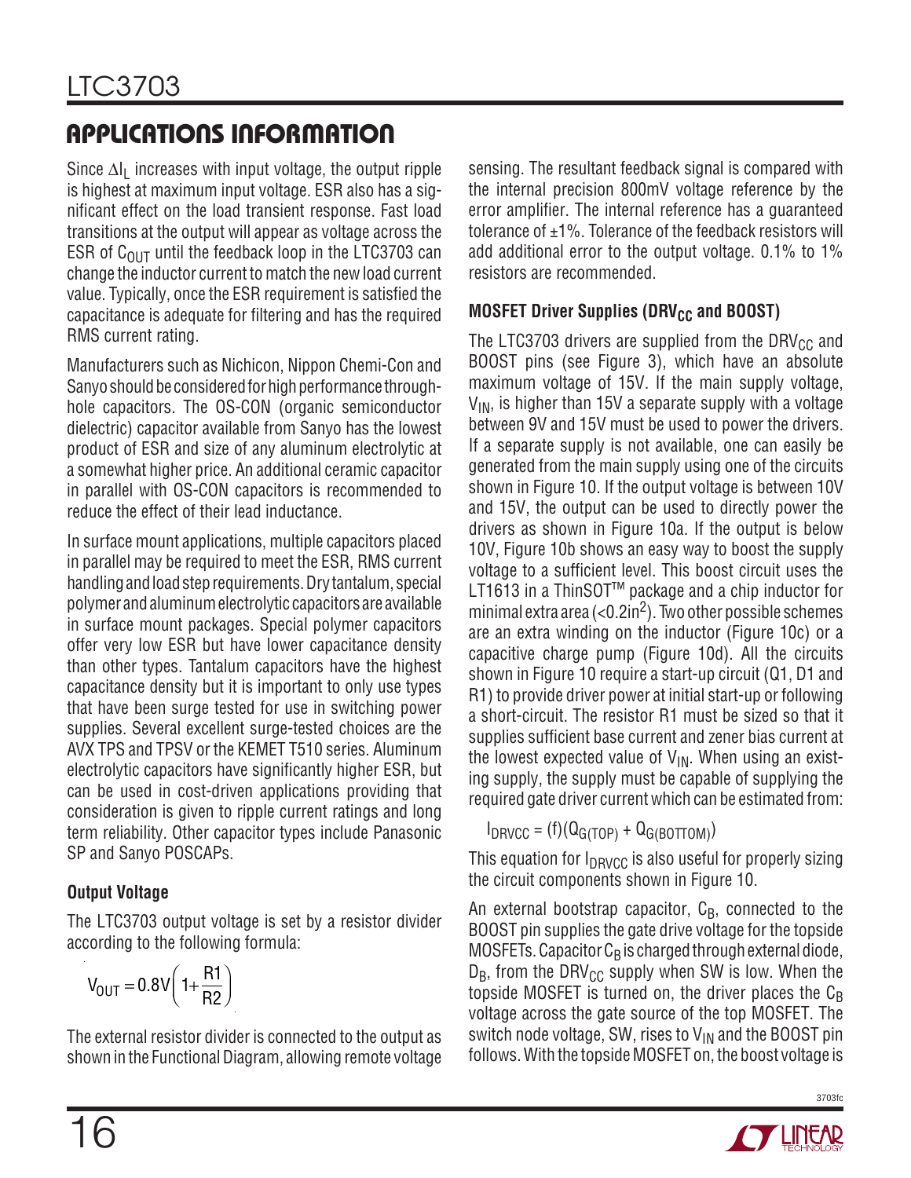## APPLICATIONS INFORMATION

Since $\Delta I_L$ increases with input voltage, the output ripple is highest at maximum input voltage. ESR also has a significant effect on the load transient response. Fast load transitions at the output will appear as voltage across the ESR of $C_{OUT}$ until the feedback loop in the LTC3703 can change the inductor current to match the new load current value. Typically, once the ESR requirement is satisfied the capacitance is adequate for filtering and has the required RMS current rating.

Manufacturers such as Nichicon, Nippon Chemi-Con and Sanyo should be considered for high performance through-hole capacitors. The OS-CON (organic semiconductor dielectric) capacitor available from Sanyo has the lowest product of ESR and size of any aluminum electrolytic at a somewhat higher price. An additional ceramic capacitor in parallel with OS-CON capacitors is recommended to reduce the effect of their lead inductance.

In surface mount applications, multiple capacitors placed in parallel may be required to meet the ESR, RMS current handling and load step requirements. Dry tantalum, special polymer and aluminum electrolytic capacitors are available in surface mount packages. Special polymer capacitors offer very low ESR but have lower capacitance density than other types. Tantalum capacitors have the highest capacitance density but it is important to only use types that have been surge tested for use in switching power supplies. Several excellent surge-tested choices are the AVX TPS and TPSV or the KEMET T510 series. Aluminum electrolytic capacitors have significantly higher ESR, but can be used in cost-driven applications providing that consideration is given to ripple current ratings and long term reliability. Other capacitor types include Panasonic SP and Sanyo POSCAPs.

### Output Voltage

The LTC3703 output voltage is set by a resistor divider according to the following formula:

$$V_{OUT} = 0.8V\left(1+\frac{R1}{R2}\right)$$

The external resistor divider is connected to the output as shown in the Functional Diagram, allowing remote voltage sensing. The resultant feedback signal is compared with the internal precision 800mV voltage reference by the error amplifier. The internal reference has a guaranteed tolerance of ±1%. Tolerance of the feedback resistors will add additional error to the output voltage. 0.1% to 1% resistors are recommended.

### MOSFET Driver Supplies ($DRV_{CC}$ and BOOST)

The LTC3703 drivers are supplied from the $DRV_{CC}$ and BOOST pins (see Figure 3), which have an absolute maximum voltage of 15V. If the main supply voltage, $V_{IN}$, is higher than 15V a separate supply with a voltage between 9V and 15V must be used to power the drivers. If a separate supply is not available, one can easily be generated from the main supply using one of the circuits shown in Figure 10. If the output voltage is between 10V and 15V, the output can be used to directly power the drivers as shown in Figure 10a. If the output is below 10V, Figure 10b shows an easy way to boost the supply voltage to a sufficient level. This boost circuit uses the LT1613 in a ThinSOT™ package and a chip inductor for minimal extra area (<0.2in$^2$). Two other possible schemes are an extra winding on the inductor (Figure 10c) or a capacitive charge pump (Figure 10d). All the circuits shown in Figure 10 require a start-up circuit (Q1, D1 and R1) to provide driver power at initial start-up or following a short-circuit. The resistor R1 must be sized so that it supplies sufficient base current and zener bias current at the lowest expected value of $V_{IN}$. When using an existing supply, the supply must be capable of supplying the required gate driver current which can be estimated from:

$$I_{DRVCC} = (f)(Q_{G(TOP)} + Q_{G(BOTTOM)})$$

This equation for $I_{DRVCC}$ is also useful for properly sizing the circuit components shown in Figure 10.

An external bootstrap capacitor, $C_B$, connected to the BOOST pin supplies the gate drive voltage for the topside MOSFETs. Capacitor $C_B$ is charged through external diode, $D_B$, from the $DRV_{CC}$ supply when SW is low. When the topside MOSFET is turned on, the driver places the $C_B$ voltage across the gate source of the top MOSFET. The switch node voltage, SW, rises to $V_{IN}$ and the BOOST pin follows. With the topside MOSFET on, the boost voltage is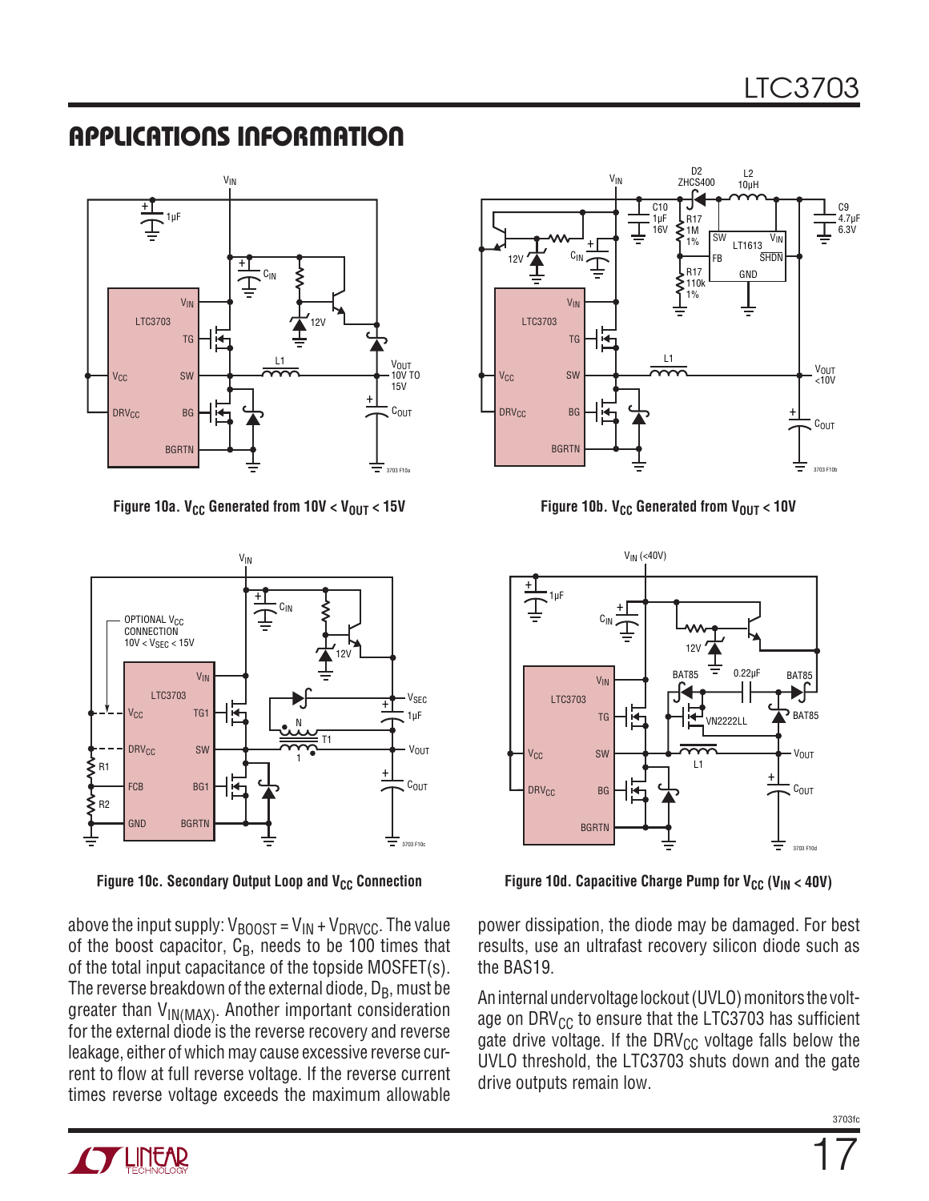## APPLICATIONS INFORMATION

Figure 10a. $V_{CC}$ Generated from 10V < $V_{OUT}$ < 15V

Figure 10b. $V_{CC}$ Generated from $V_{OUT}$ < 10V

Figure 10c. Secondary Output Loop and $V_{CC}$ Connection

Figure 10d. Capacitive Charge Pump for $V_{CC}$ ($V_{IN}$ < 40V)

above the input supply: $V_{BOOST} = V_{IN} + V_{DRVCC}$. The value of the boost capacitor, $C_B$, needs to be 100 times that of the total input capacitance of the topside MOSFET(s). The reverse breakdown of the external diode, $D_B$, must be greater than $V_{IN(MAX)}$. Another important consideration for the external diode is the reverse recovery and reverse leakage, either of which may cause excessive reverse current to flow at full reverse voltage. If the reverse current times reverse voltage exceeds the maximum allowable power dissipation, the diode may be damaged. For best results, use an ultrafast recovery silicon diode such as the BAS19.

An internal undervoltage lockout (UVLO) monitors the voltage on $DRV_{CC}$ to ensure that the LTC3703 has sufficient gate drive voltage. If the $DRV_{CC}$ voltage falls below the UVLO threshold, the LTC3703 shuts down and the gate drive outputs remain low.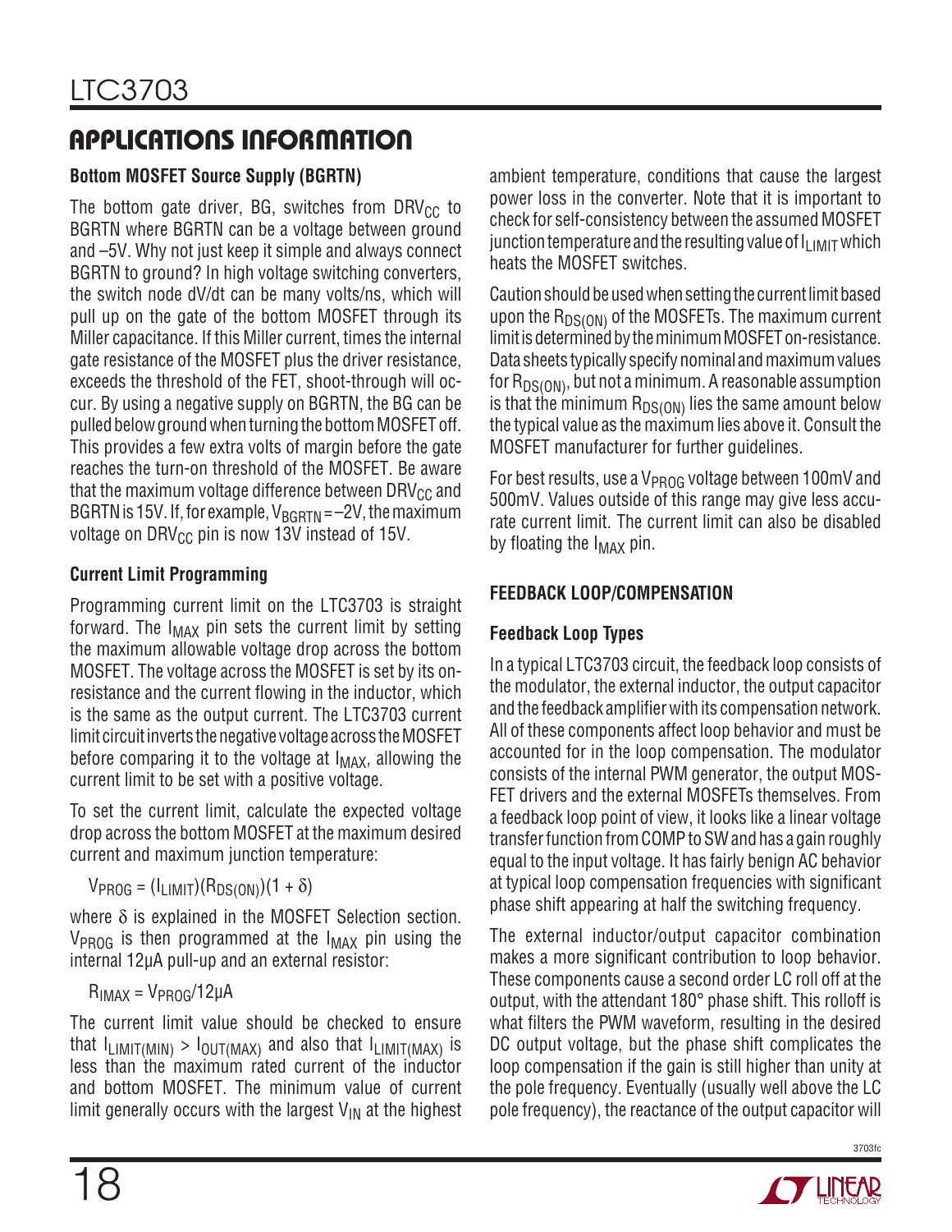## APPLICATIONS INFORMATION

### Bottom MOSFET Source Supply (BGRTN)

The bottom gate driver, BG, switches from $DRV_{CC}$ to BGRTN where BGRTN can be a voltage between ground and –5V. Why not just keep it simple and always connect BGRTN to ground? In high voltage switching converters, the switch node dV/dt can be many volts/ns, which will pull up on the gate of the bottom MOSFET through its Miller capacitance. If this Miller current, times the internal gate resistance of the MOSFET plus the driver resistance, exceeds the threshold of the FET, shoot-through will occur. By using a negative supply on BGRTN, the BG can be pulled below ground when turning the bottom MOSFET off. This provides a few extra volts of margin before the gate reaches the turn-on threshold of the MOSFET. Be aware that the maximum voltage difference between $DRV_{CC}$ and BGRTN is 15V. If, for example, $V_{BGRTN}$ = –2V, the maximum voltage on $DRV_{CC}$ pin is now 13V instead of 15V.

### Current Limit Programming

Programming current limit on the LTC3703 is straight forward. The $I_{MAX}$ pin sets the current limit by setting the maximum allowable voltage drop across the bottom MOSFET. The voltage across the MOSFET is set by its on-resistance and the current flowing in the inductor, which is the same as the output current. The LTC3703 current limit circuit inverts the negative voltage across the MOSFET before comparing it to the voltage at $I_{MAX}$, allowing the current limit to be set with a positive voltage.

To set the current limit, calculate the expected voltage drop across the bottom MOSFET at the maximum desired current and maximum junction temperature:

$$V_{PROG} = (I_{LIMIT})(R_{DS(ON)})(1 + \delta)$$

where $\delta$ is explained in the MOSFET Selection section. $V_{PROG}$ is then programmed at the $I_{MAX}$ pin using the internal 12µA pull-up and an external resistor:

$$R_{IMAX} = V_{PROG}/12\mu A$$

The current limit value should be checked to ensure that $I_{LIMIT(MIN)} > I_{OUT(MAX)}$ and also that $I_{LIMIT(MAX)}$ is less than the maximum rated current of the inductor and bottom MOSFET. The minimum value of current limit generally occurs with the largest $V_{IN}$ at the highest ambient temperature, conditions that cause the largest power loss in the converter. Note that it is important to check for self-consistency between the assumed MOSFET junction temperature and the resulting value of $I_{LIMIT}$ which heats the MOSFET switches.

Caution should be used when setting the current limit based upon the $R_{DS(ON)}$ of the MOSFETs. The maximum current limit is determined by the minimum MOSFET on-resistance. Data sheets typically specify nominal and maximum values for $R_{DS(ON)}$, but not a minimum. A reasonable assumption is that the minimum $R_{DS(ON)}$ lies the same amount below the typical value as the maximum lies above it. Consult the MOSFET manufacturer for further guidelines.

For best results, use a $V_{PROG}$ voltage between 100mV and 500mV. Values outside of this range may give less accurate current limit. The current limit can also be disabled by floating the $I_{MAX}$ pin.

### FEEDBACK LOOP/COMPENSATION

### Feedback Loop Types

In a typical LTC3703 circuit, the feedback loop consists of the modulator, the external inductor, the output capacitor and the feedback amplifier with its compensation network. All of these components affect loop behavior and must be accounted for in the loop compensation. The modulator consists of the internal PWM generator, the output MOSFET drivers and the external MOSFETs themselves. From a feedback loop point of view, it looks like a linear voltage transfer function from COMP to SW and has a gain roughly equal to the input voltage. It has fairly benign AC behavior at typical loop compensation frequencies with significant phase shift appearing at half the switching frequency.

The external inductor/output capacitor combination makes a more significant contribution to loop behavior. These components cause a second order LC roll off at the output, with the attendant 180° phase shift. This rolloff is what filters the PWM waveform, resulting in the desired DC output voltage, but the phase shift complicates the loop compensation if the gain is still higher than unity at the pole frequency. Eventually (usually well above the LC pole frequency), the reactance of the output capacitor will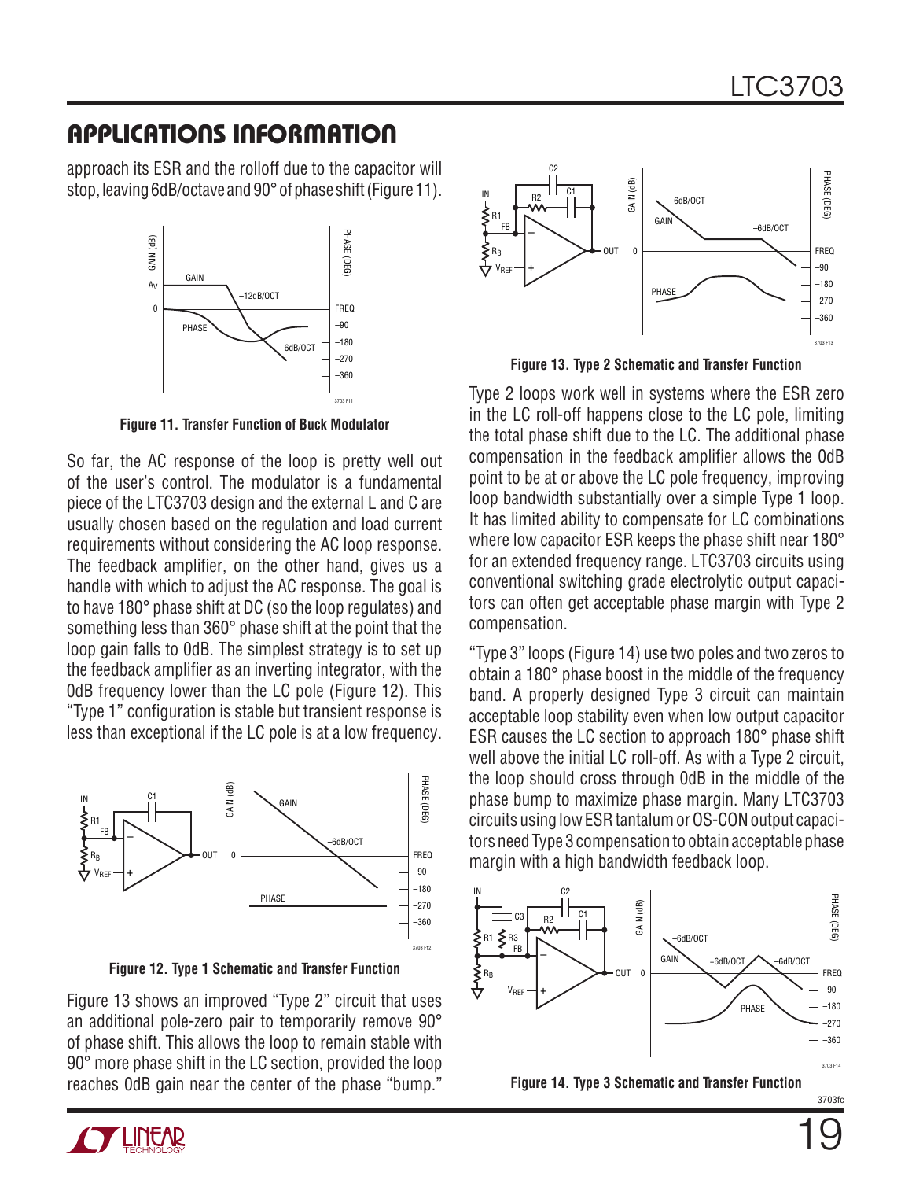## APPLICATIONS INFORMATION

approach its ESR and the rolloff due to the capacitor will stop, leaving 6dB/octave and 90° of phase shift (Figure 11).

GAIN (dB)
PHASE (DEG)
$A_V$
GAIN
0
–12dB/OCT
FREQ
PHASE
–90
–6dB/OCT
–180
–270
–360
3703 F11

**Figure 11. Transfer Function of Buck Modulator**

So far, the AC response of the loop is pretty well out of the user's control. The modulator is a fundamental piece of the LTC3703 design and the external L and C are usually chosen based on the regulation and load current requirements without considering the AC loop response. The feedback amplifier, on the other hand, gives us a handle with which to adjust the AC response. The goal is to have 180° phase shift at DC (so the loop regulates) and something less than 360° phase shift at the point that the loop gain falls to 0dB. The simplest strategy is to set up the feedback amplifier as an inverting integrator, with the 0dB frequency lower than the LC pole (Figure 12). This "Type 1" configuration is stable but transient response is less than exceptional if the LC pole is at a low frequency.

IN
C1
R1
FB
–
$R_B$
OUT
$V_{REF}$
+
GAIN (dB)
PHASE (DEG)
GAIN
–6dB/OCT
0
FREQ
–90
PHASE
–180
–270
–360
3703 F12

**Figure 12. Type 1 Schematic and Transfer Function**

Figure 13 shows an improved "Type 2" circuit that uses an additional pole-zero pair to temporarily remove 90° of phase shift. This allows the loop to remain stable with 90° more phase shift in the LC section, provided the loop reaches 0dB gain near the center of the phase "bump."

C2
IN
R2
C1
R1
FB
–
$R_B$
OUT
$V_{REF}$
+
GAIN (dB)
PHASE (DEG)
–6dB/OCT
GAIN
–6dB/OCT
0
FREQ
–90
PHASE
–180
–270
–360
3703 F13

**Figure 13. Type 2 Schematic and Transfer Function**

Type 2 loops work well in systems where the ESR zero in the LC roll-off happens close to the LC pole, limiting the total phase shift due to the LC. The additional phase compensation in the feedback amplifier allows the 0dB point to be at or above the LC pole frequency, improving loop bandwidth substantially over a simple Type 1 loop. It has limited ability to compensate for LC combinations where low capacitor ESR keeps the phase shift near 180° for an extended frequency range. LTC3703 circuits using conventional switching grade electrolytic output capacitors can often get acceptable phase margin with Type 2 compensation.

"Type 3" loops (Figure 14) use two poles and two zeros to obtain a 180° phase boost in the middle of the frequency band. A properly designed Type 3 circuit can maintain acceptable loop stability even when low output capacitor ESR causes the LC section to approach 180° phase shift well above the initial LC roll-off. As with a Type 2 circuit, the loop should cross through 0dB in the middle of the phase bump to maximize phase margin. Many LTC3703 circuits using low ESR tantalum or OS-CON output capacitors need Type 3 compensation to obtain acceptable phase margin with a high bandwidth feedback loop.

IN
C2
C3
R2
C1
R1
R3
FB
–
$R_B$
OUT
$V_{REF}$
+
GAIN (dB)
PHASE (DEG)
–6dB/OCT
GAIN
+6dB/OCT
–6dB/OCT
0
FREQ
–90
PHASE
–180
–270
–360
3703 F14

**Figure 14. Type 3 Schematic and Transfer Function**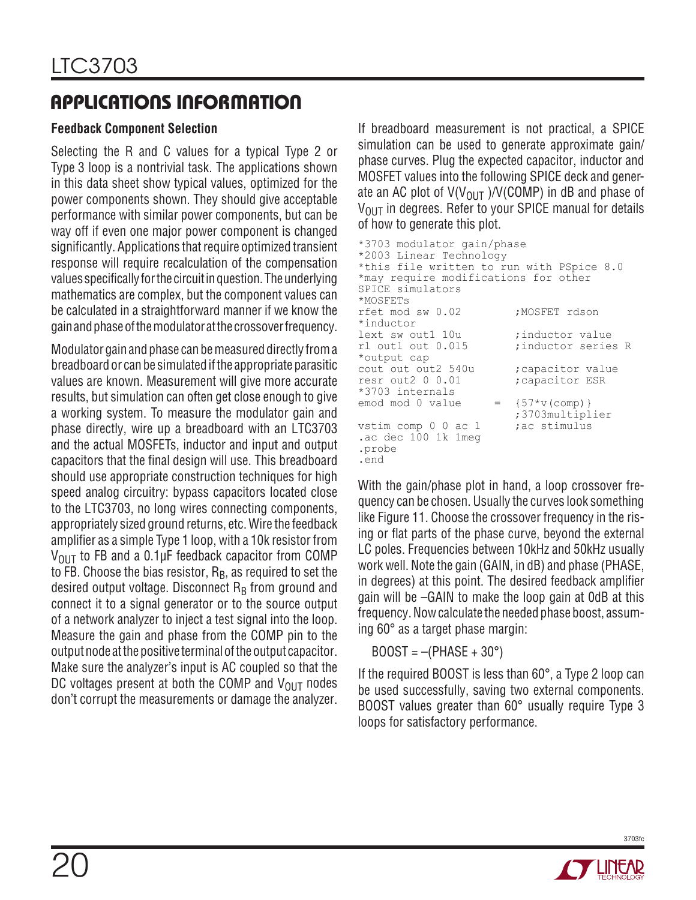## APPLICATIONS INFORMATION

### Feedback Component Selection

Selecting the R and C values for a typical Type 2 or Type 3 loop is a nontrivial task. The applications shown in this data sheet show typical values, optimized for the power components shown. They should give acceptable performance with similar power components, but can be way off if even one major power component is changed significantly. Applications that require optimized transient response will require recalculation of the compensation values specifically for the circuit in question. The underlying mathematics are complex, but the component values can be calculated in a straightforward manner if we know the gain and phase of the modulator at the crossover frequency.

Modulator gain and phase can be measured directly from a breadboard or can be simulated if the appropriate parasitic values are known. Measurement will give more accurate results, but simulation can often get close enough to give a working system. To measure the modulator gain and phase directly, wire up a breadboard with an LTC3703 and the actual MOSFETs, inductor and input and output capacitors that the final design will use. This breadboard should use appropriate construction techniques for high speed analog circuitry: bypass capacitors located close to the LTC3703, no long wires connecting components, appropriately sized ground returns, etc. Wire the feedback amplifier as a simple Type 1 loop, with a 10k resistor from $V_{OUT}$ to FB and a 0.1µF feedback capacitor from COMP to FB. Choose the bias resistor, $R_B$, as required to set the desired output voltage. Disconnect $R_B$ from ground and connect it to a signal generator or to the source output of a network analyzer to inject a test signal into the loop. Measure the gain and phase from the COMP pin to the output node at the positive terminal of the output capacitor. Make sure the analyzer's input is AC coupled so that the DC voltages present at both the COMP and $V_{OUT}$ nodes don't corrupt the measurements or damage the analyzer.

If breadboard measurement is not practical, a SPICE simulation can be used to generate approximate gain/phase curves. Plug the expected capacitor, inductor and MOSFET values into the following SPICE deck and generate an AC plot of $V(V_{OUT})/V(COMP)$ in dB and phase of $V_{OUT}$ in degrees. Refer to your SPICE manual for details of how to generate this plot.

```
*3703 modulator gain/phase
*2003 Linear Technology
*this file written to run with PSpice 8.0
*may require modifications for other
SPICE simulators
*MOSFETs
rfet mod sw 0.02              ;MOSFET rdson
*inductor
lext sw out1 10u              ;inductor value
rl out1 out 0.015             ;inductor series R
*output cap
cout out out2 540u            ;capacitor value
resr out2 0 0.01              ;capacitor ESR
*3703 internals
emod mod 0 value       =      {57*v(comp)}
                              ;3703multiplier
vstim comp 0 0 ac 1           ;ac stimulus
.ac dec 100 1k 1meg
.probe
.end
```

With the gain/phase plot in hand, a loop crossover frequency can be chosen. Usually the curves look something like Figure 11. Choose the crossover frequency in the rising or flat parts of the phase curve, beyond the external LC poles. Frequencies between 10kHz and 50kHz usually work well. Note the gain (GAIN, in dB) and phase (PHASE, in degrees) at this point. The desired feedback amplifier gain will be –GAIN to make the loop gain at 0dB at this frequency. Now calculate the needed phase boost, assuming 60° as a target phase margin:

$$BOOST = -(PHASE + 30°)$$

If the required BOOST is less than 60°, a Type 2 loop can be used successfully, saving two external components. BOOST values greater than 60° usually require Type 3 loops for satisfactory performance.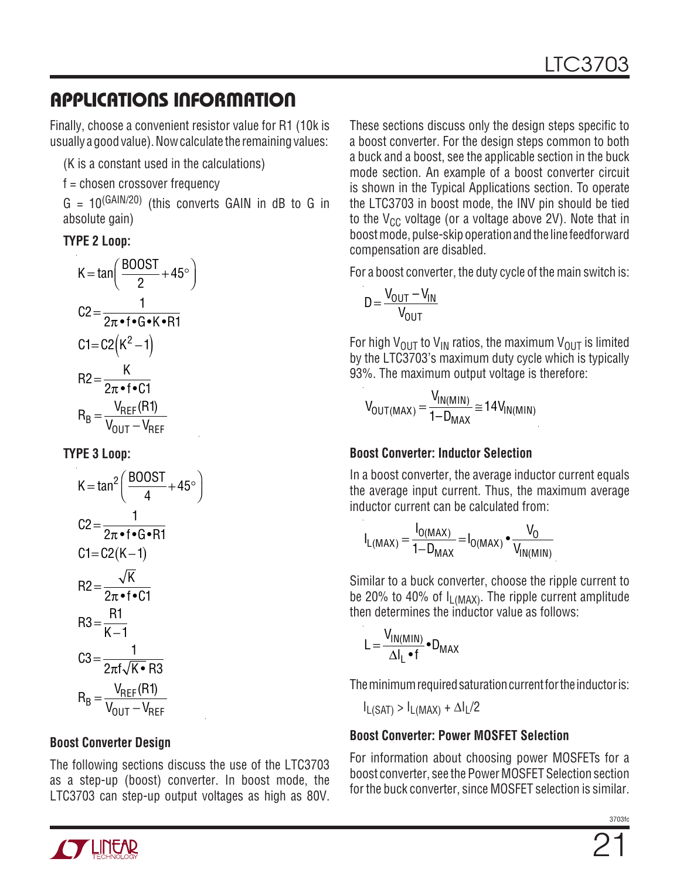## APPLICATIONS INFORMATION

Finally, choose a convenient resistor value for R1 (10k is usually a good value). Now calculate the remaining values:

(K is a constant used in the calculations)

f = chosen crossover frequency

$G = 10^{(GAIN/20)}$ (this converts GAIN in dB to G in absolute gain)

**TYPE 2 Loop:**

$$K = \tan\left(\frac{BOOST}{2} + 45°\right)$$

$$C2 = \frac{1}{2\pi \bullet f \bullet G \bullet K \bullet R1}$$

$$C1 = C2\left(K^2 - 1\right)$$

$$R2 = \frac{K}{2\pi \bullet f \bullet C1}$$

$$R_B = \frac{V_{REF}(R1)}{V_{OUT} - V_{REF}}$$

**TYPE 3 Loop:**

$$K = \tan^2\left(\frac{BOOST}{4} + 45°\right)$$

$$C2 = \frac{1}{2\pi \bullet f \bullet G \bullet R1}$$

$$C1 = C2(K - 1)$$

$$R2 = \frac{\sqrt{K}}{2\pi \bullet f \bullet C1}$$

$$R3 = \frac{R1}{K - 1}$$

$$C3 = \frac{1}{2\pi f \sqrt{K} \bullet R3}$$

$$R_B = \frac{V_{REF}(R1)}{V_{OUT} - V_{REF}}$$

### Boost Converter Design

The following sections discuss the use of the LTC3703 as a step-up (boost) converter. In boost mode, the LTC3703 can step-up output voltages as high as 80V. These sections discuss only the design steps specific to a boost converter. For the design steps common to both a buck and a boost, see the applicable section in the buck mode section. An example of a boost converter circuit is shown in the Typical Applications section. To operate the LTC3703 in boost mode, the INV pin should be tied to the $V_{CC}$ voltage (or a voltage above 2V). Note that in boost mode, pulse-skip operation and the line feedforward compensation are disabled.

For a boost converter, the duty cycle of the main switch is:

$$D = \frac{V_{OUT} - V_{IN}}{V_{OUT}}$$

For high $V_{OUT}$ to $V_{IN}$ ratios, the maximum $V_{OUT}$ is limited by the LTC3703's maximum duty cycle which is typically 93%. The maximum output voltage is therefore:

$$V_{OUT(MAX)} = \frac{V_{IN(MIN)}}{1 - D_{MAX}} \cong 14V_{IN(MIN)}$$

### Boost Converter: Inductor Selection

In a boost converter, the average inductor current equals the average input current. Thus, the maximum average inductor current can be calculated from:

$$I_{L(MAX)} = \frac{I_{O(MAX)}}{1 - D_{MAX}} = I_{O(MAX)} \bullet \frac{V_O}{V_{IN(MIN)}}$$

Similar to a buck converter, choose the ripple current to be 20% to 40% of $I_{L(MAX)}$. The ripple current amplitude then determines the inductor value as follows:

$$L = \frac{V_{IN(MIN)}}{\Delta I_L \bullet f} \bullet D_{MAX}$$

The minimum required saturation current for the inductor is:

$I_{L(SAT)} > I_{L(MAX)} + \Delta I_L/2$

### Boost Converter: Power MOSFET Selection

For information about choosing power MOSFETs for a boost converter, see the Power MOSFET Selection section for the buck converter, since MOSFET selection is similar.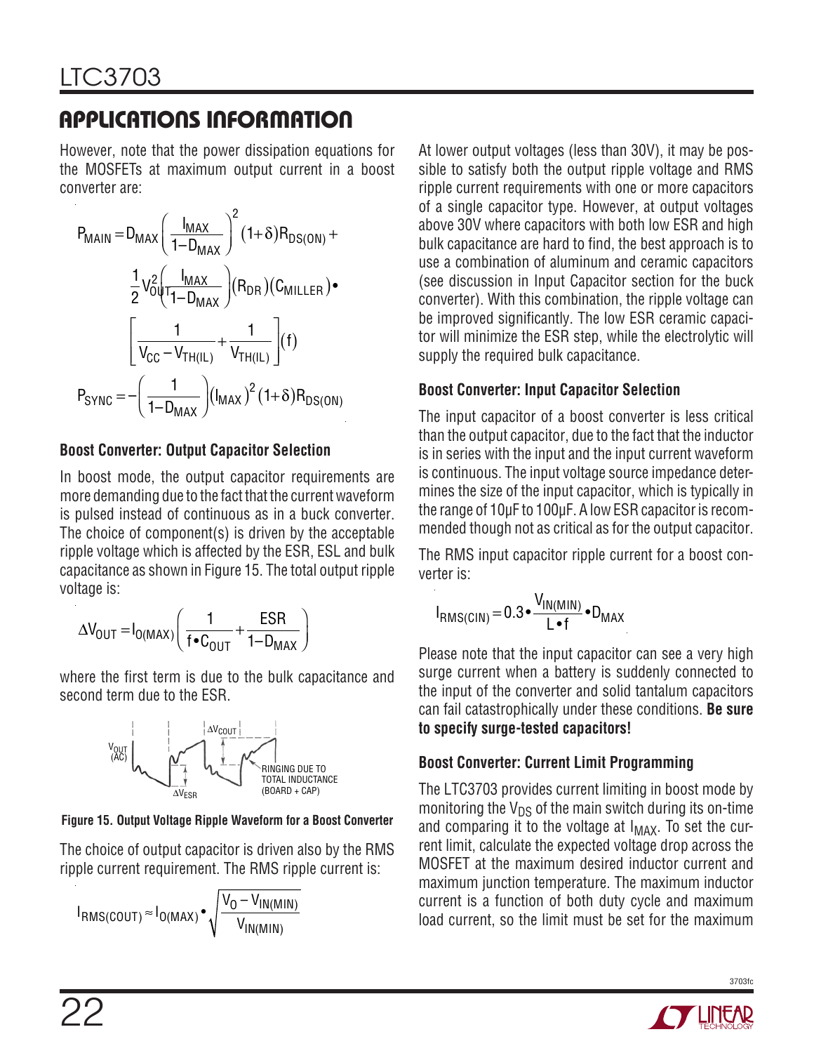## APPLICATIONS INFORMATION

However, note that the power dissipation equations for the MOSFETs at maximum output current in a boost converter are:

$$P_{MAIN} = D_{MAX}\left(\frac{I_{MAX}}{1-D_{MAX}}\right)^2(1+\delta)R_{DS(ON)} + \frac{1}{2}V_{OUT}^2\left(\frac{I_{MAX}}{1-D_{MAX}}\right)(R_{DR})(C_{MILLER}) \bullet \left[\frac{1}{V_{CC}-V_{TH(IL)}}+\frac{1}{V_{TH(IL)}}\right](f)$$

$$P_{SYNC} = -\left(\frac{1}{1-D_{MAX}}\right)(I_{MAX})^2(1+\delta)R_{DS(ON)}$$

### Boost Converter: Output Capacitor Selection

In boost mode, the output capacitor requirements are more demanding due to the fact that the current waveform is pulsed instead of continuous as in a buck converter. The choice of component(s) is driven by the acceptable ripple voltage which is affected by the ESR, ESL and bulk capacitance as shown in Figure 15. The total output ripple voltage is:

$$\Delta V_{OUT} = I_{O(MAX)}\left(\frac{1}{f \bullet C_{OUT}}+\frac{ESR}{1-D_{MAX}}\right)$$

where the first term is due to the bulk capacitance and second term due to the ESR.

$V_{OUT}$ (AC)
$\Delta V_{COUT}$
$\Delta V_{ESR}$
RINGING DUE TO TOTAL INDUCTANCE (BOARD + CAP)

**Figure 15. Output Voltage Ripple Waveform for a Boost Converter**

The choice of output capacitor is driven also by the RMS ripple current requirement. The RMS ripple current is:

$$I_{RMS(COUT)} \approx I_{O(MAX)} \bullet \sqrt{\frac{V_O - V_{IN(MIN)}}{V_{IN(MIN)}}}$$

At lower output voltages (less than 30V), it may be possible to satisfy both the output ripple voltage and RMS ripple current requirements with one or more capacitors of a single capacitor type. However, at output voltages above 30V where capacitors with both low ESR and high bulk capacitance are hard to find, the best approach is to use a combination of aluminum and ceramic capacitors (see discussion in Input Capacitor section for the buck converter). With this combination, the ripple voltage can be improved significantly. The low ESR ceramic capacitor will minimize the ESR step, while the electrolytic will supply the required bulk capacitance.

### Boost Converter: Input Capacitor Selection

The input capacitor of a boost converter is less critical than the output capacitor, due to the fact that the inductor is in series with the input and the input current waveform is continuous. The input voltage source impedance determines the size of the input capacitor, which is typically in the range of 10µF to 100µF. A low ESR capacitor is recommended though not as critical as for the output capacitor.

The RMS input capacitor ripple current for a boost converter is:

$$I_{RMS(CIN)} = 0.3 \bullet \frac{V_{IN(MIN)}}{L \bullet f} \bullet D_{MAX}$$

Please note that the input capacitor can see a very high surge current when a battery is suddenly connected to the input of the converter and solid tantalum capacitors can fail catastrophically under these conditions. **Be sure to specify surge-tested capacitors!**

### Boost Converter: Current Limit Programming

The LTC3703 provides current limiting in boost mode by monitoring the $V_{DS}$ of the main switch during its on-time and comparing it to the voltage at $I_{MAX}$. To set the current limit, calculate the expected voltage drop across the MOSFET at the maximum desired inductor current and maximum junction temperature. The maximum inductor current is a function of both duty cycle and maximum load current, so the limit must be set for the maximum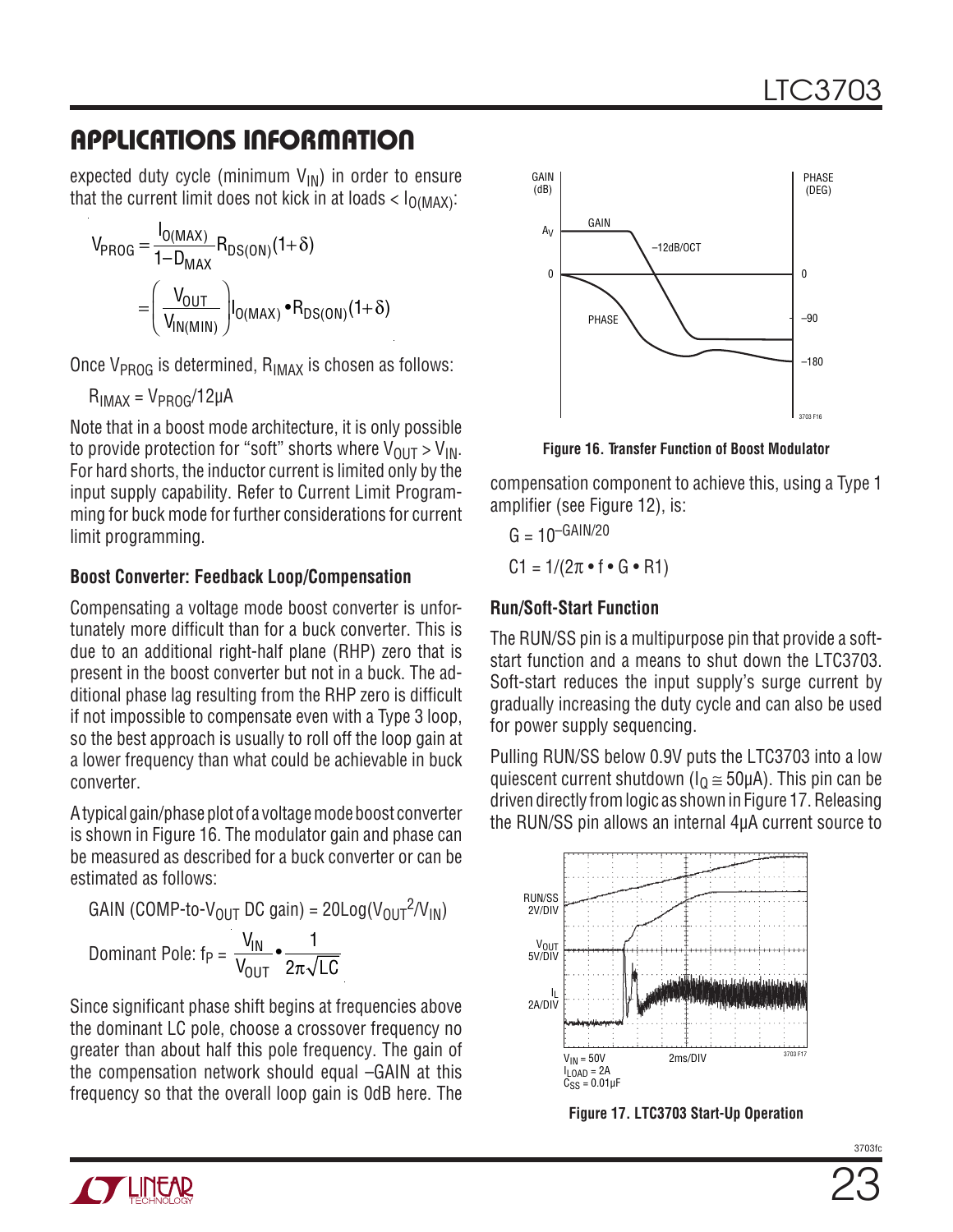## APPLICATIONS INFORMATION

expected duty cycle (minimum $V_{IN}$) in order to ensure that the current limit does not kick in at loads < $I_{O(MAX)}$:

$$V_{PROG} = \frac{I_{O(MAX)}}{1 - D_{MAX}} R_{DS(ON)}(1+\delta)$$

$$= \left(\frac{V_{OUT}}{V_{IN(MIN)}}\right) I_{O(MAX)} \bullet R_{DS(ON)}(1+\delta)$$

Once $V_{PROG}$ is determined, $R_{IMAX}$ is chosen as follows:

$R_{IMAX} = V_{PROG}/12\mu A$

Note that in a boost mode architecture, it is only possible to provide protection for "soft" shorts where $V_{OUT} > V_{IN}$. For hard shorts, the inductor current is limited only by the input supply capability. Refer to Current Limit Programming for buck mode for further considerations for current limit programming.

### Boost Converter: Feedback Loop/Compensation

Compensating a voltage mode boost converter is unfortunately more difficult than for a buck converter. This is due to an additional right-half plane (RHP) zero that is present in the boost converter but not in a buck. The additional phase lag resulting from the RHP zero is difficult if not impossible to compensate even with a Type 3 loop, so the best approach is usually to roll off the loop gain at a lower frequency than what could be achievable in buck converter.

A typical gain/phase plot of a voltage mode boost converter is shown in Figure 16. The modulator gain and phase can be measured as described for a buck converter or can be estimated as follows:

GAIN (COMP-to-$V_{OUT}$ DC gain) = $20\text{Log}(V_{OUT}^2/V_{IN})$

Dominant Pole: $f_P = \dfrac{V_{IN}}{V_{OUT}} \bullet \dfrac{1}{2\pi\sqrt{LC}}$

Since significant phase shift begins at frequencies above the dominant LC pole, choose a crossover frequency no greater than about half this pole frequency. The gain of the compensation network should equal –GAIN at this frequency so that the overall loop gain is 0dB here. The compensation component to achieve this, using a Type 1 amplifier (see Figure 12), is:

$G = 10^{-GAIN/20}$

$C1 = 1/(2\pi \bullet f \bullet G \bullet R1)$

GAIN (dB)
PHASE (DEG)
$A_V$
GAIN
–12dB/OCT
0
0
PHASE
–90
–180
3703 F16

**Figure 16. Transfer Function of Boost Modulator**

### Run/Soft-Start Function

The RUN/SS pin is a multipurpose pin that provide a soft-start function and a means to shut down the LTC3703. Soft-start reduces the input supply's surge current by gradually increasing the duty cycle and can also be used for power supply sequencing.

Pulling RUN/SS below 0.9V puts the LTC3703 into a low quiescent current shutdown ($I_Q \cong 50\mu A$). This pin can be driven directly from logic as shown in Figure 17. Releasing the RUN/SS pin allows an internal 4µA current source to

RUN/SS 2V/DIV
$V_{OUT}$ 5V/DIV
$I_L$ 2A/DIV
$V_{IN}$ = 50V
$I_{LOAD}$ = 2A
$C_{SS}$ = 0.01µF
2ms/DIV
3703 F17

**Figure 17. LTC3703 Start-Up Operation**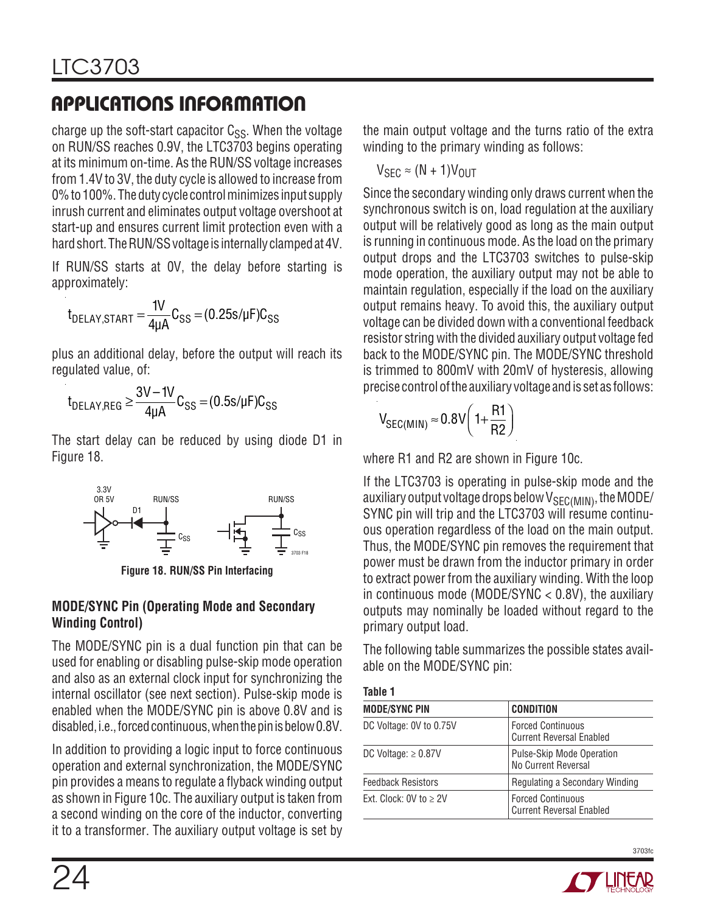## APPLICATIONS INFORMATION

charge up the soft-start capacitor $C_{SS}$. When the voltage on RUN/SS reaches 0.9V, the LTC3703 begins operating at its minimum on-time. As the RUN/SS voltage increases from 1.4V to 3V, the duty cycle is allowed to increase from 0% to 100%. The duty cycle control minimizes input supply inrush current and eliminates output voltage overshoot at start-up and ensures current limit protection even with a hard short. The RUN/SS voltage is internally clamped at 4V.

If RUN/SS starts at 0V, the delay before starting is approximately:

$$t_{DELAY,START} = \frac{1V}{4\mu A} C_{SS} = (0.25s/\mu F)C_{SS}$$

plus an additional delay, before the output will reach its regulated value, of:

$$t_{DELAY,REG} \geq \frac{3V - 1V}{4\mu A} C_{SS} = (0.5s/\mu F)C_{SS}$$

The start delay can be reduced by using diode D1 in Figure 18.

3.3V OR 5V
D1
RUN/SS
$C_{SS}$
RUN/SS
$C_{SS}$
3703 F18

**Figure 18. RUN/SS Pin Interfacing**

### MODE/SYNC Pin (Operating Mode and Secondary Winding Control)

The MODE/SYNC pin is a dual function pin that can be used for enabling or disabling pulse-skip mode operation and also as an external clock input for synchronizing the internal oscillator (see next section). Pulse-skip mode is enabled when the MODE/SYNC pin is above 0.8V and is disabled, i.e., forced continuous, when the pin is below 0.8V.

In addition to providing a logic input to force continuous operation and external synchronization, the MODE/SYNC pin provides a means to regulate a flyback winding output as shown in Figure 10c. The auxiliary output is taken from a second winding on the core of the inductor, converting it to a transformer. The auxiliary output voltage is set by the main output voltage and the turns ratio of the extra winding to the primary winding as follows:

$$V_{SEC} \approx (N + 1)V_{OUT}$$

Since the secondary winding only draws current when the synchronous switch is on, load regulation at the auxiliary output will be relatively good as long as the main output is running in continuous mode. As the load on the primary output drops and the LTC3703 switches to pulse-skip mode operation, the auxiliary output may not be able to maintain regulation, especially if the load on the auxiliary output remains heavy. To avoid this, the auxiliary output voltage can be divided down with a conventional feedback resistor string with the divided auxiliary output voltage fed back to the MODE/SYNC pin. The MODE/SYNC threshold is trimmed to 800mV with 20mV of hysteresis, allowing precise control of the auxiliary voltage and is set as follows:

$$V_{SEC(MIN)} \approx 0.8V\left(1 + \frac{R1}{R2}\right)$$

where R1 and R2 are shown in Figure 10c.

If the LTC3703 is operating in pulse-skip mode and the auxiliary output voltage drops below $V_{SEC(MIN)}$, the MODE/SYNC pin will trip and the LTC3703 will resume continuous operation regardless of the load on the main output. Thus, the MODE/SYNC pin removes the requirement that power must be drawn from the inductor primary in order to extract power from the auxiliary winding. With the loop in continuous mode (MODE/SYNC < 0.8V), the auxiliary outputs may nominally be loaded without regard to the primary output load.

The following table summarizes the possible states available on the MODE/SYNC pin:

**Table 1**

| MODE/SYNC PIN | CONDITION |
|---|---|
| DC Voltage: 0V to 0.75V | Forced Continuous Current Reversal Enabled |
| DC Voltage: ≥ 0.87V | Pulse-Skip Mode Operation No Current Reversal |
| Feedback Resistors | Regulating a Secondary Winding |
| Ext. Clock: 0V to ≥ 2V | Forced Continuous Current Reversal Enabled |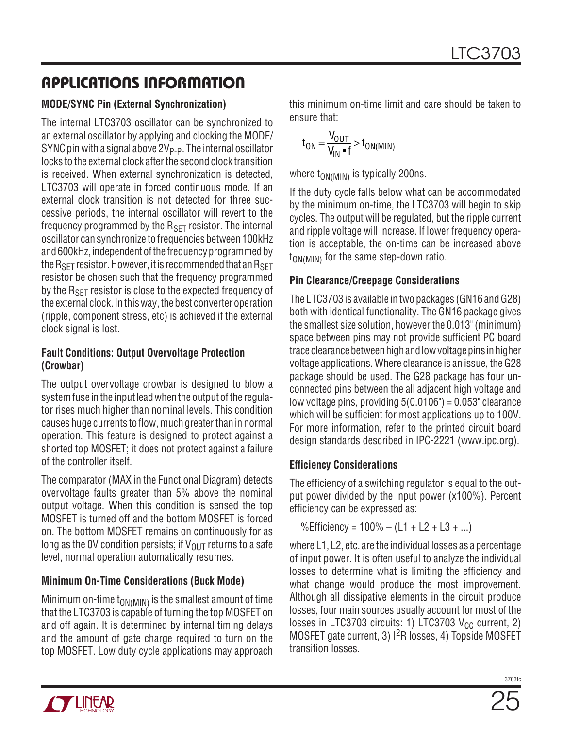## APPLICATIONS INFORMATION

### MODE/SYNC Pin (External Synchronization)

The internal LTC3703 oscillator can be synchronized to an external oscillator by applying and clocking the MODE/SYNC pin with a signal above $2V_{P-P}$. The internal oscillator locks to the external clock after the second clock transition is received. When external synchronization is detected, LTC3703 will operate in forced continuous mode. If an external clock transition is not detected for three successive periods, the internal oscillator will revert to the frequency programmed by the $R_{SET}$ resistor. The internal oscillator can synchronize to frequencies between 100kHz and 600kHz, independent of the frequency programmed by the $R_{SET}$ resistor. However, it is recommended that an $R_{SET}$ resistor be chosen such that the frequency programmed by the $R_{SET}$ resistor is close to the expected frequency of the external clock. In this way, the best converter operation (ripple, component stress, etc) is achieved if the external clock signal is lost.

### Fault Conditions: Output Overvoltage Protection (Crowbar)

The output overvoltage crowbar is designed to blow a system fuse in the input lead when the output of the regulator rises much higher than nominal levels. This condition causes huge currents to flow, much greater than in normal operation. This feature is designed to protect against a shorted top MOSFET; it does not protect against a failure of the controller itself.

The comparator (MAX in the Functional Diagram) detects overvoltage faults greater than 5% above the nominal output voltage. When this condition is sensed the top MOSFET is turned off and the bottom MOSFET is forced on. The bottom MOSFET remains on continuously for as long as the 0V condition persists; if $V_{OUT}$ returns to a safe level, normal operation automatically resumes.

### Minimum On-Time Considerations (Buck Mode)

Minimum on-time $t_{ON(MIN)}$ is the smallest amount of time that the LTC3703 is capable of turning the top MOSFET on and off again. It is determined by internal timing delays and the amount of gate charge required to turn on the top MOSFET. Low duty cycle applications may approach this minimum on-time limit and care should be taken to ensure that:

$$t_{ON} = \frac{V_{OUT}}{V_{IN} \bullet f} > t_{ON(MIN)}$$

where $t_{ON(MIN)}$ is typically 200ns.

If the duty cycle falls below what can be accommodated by the minimum on-time, the LTC3703 will begin to skip cycles. The output will be regulated, but the ripple current and ripple voltage will increase. If lower frequency operation is acceptable, the on-time can be increased above $t_{ON(MIN)}$ for the same step-down ratio.

### Pin Clearance/Creepage Considerations

The LTC3703 is available in two packages (GN16 and G28) both with identical functionality. The GN16 package gives the smallest size solution, however the 0.013" (minimum) space between pins may not provide sufficient PC board trace clearance between high and low voltage pins in higher voltage applications. Where clearance is an issue, the G28 package should be used. The G28 package has four unconnected pins between the all adjacent high voltage and low voltage pins, providing 5(0.0106") = 0.053" clearance which will be sufficient for most applications up to 100V. For more information, refer to the printed circuit board design standards described in IPC-2221 (www.ipc.org).

### Efficiency Considerations

The efficiency of a switching regulator is equal to the output power divided by the input power (x100%). Percent efficiency can be expressed as:

$$\%Efficiency = 100\% – (L1 + L2 + L3 + ...)$$

where L1, L2, etc. are the individual losses as a percentage of input power. It is often useful to analyze the individual losses to determine what is limiting the efficiency and what change would produce the most improvement. Although all dissipative elements in the circuit produce losses, four main sources usually account for most of the losses in LTC3703 circuits: 1) LTC3703 $V_{CC}$ current, 2) MOSFET gate current, 3) $I^2R$ losses, 4) Topside MOSFET transition losses.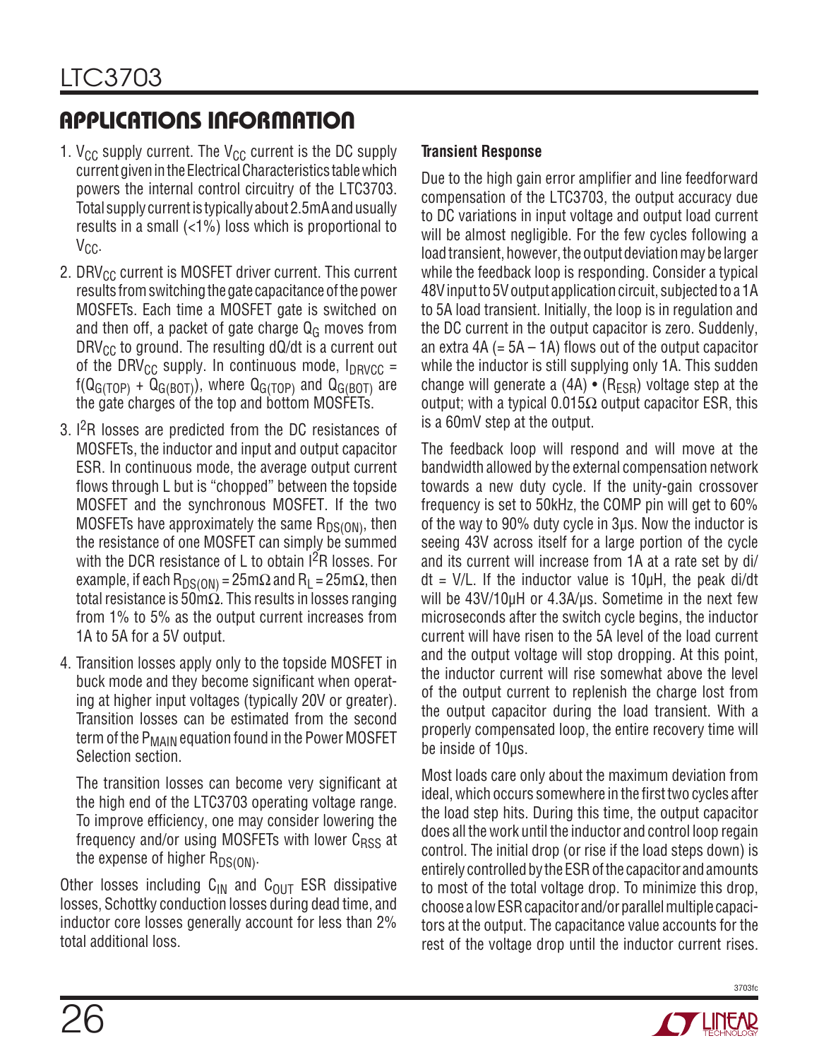## APPLICATIONS INFORMATION

1. $V_{CC}$ supply current. The $V_{CC}$ current is the DC supply current given in the Electrical Characteristics table which powers the internal control circuitry of the LTC3703. Total supply current is typically about 2.5mA and usually results in a small (<1%) loss which is proportional to $V_{CC}$.

2. $DRV_{CC}$ current is MOSFET driver current. This current results from switching the gate capacitance of the power MOSFETs. Each time a MOSFET gate is switched on and then off, a packet of gate charge $Q_G$ moves from $DRV_{CC}$ to ground. The resulting dQ/dt is a current out of the $DRV_{CC}$ supply. In continuous mode, $I_{DRVCC} = f(Q_{G(TOP)} + Q_{G(BOT)})$, where $Q_{G(TOP)}$ and $Q_{G(BOT)}$ are the gate charges of the top and bottom MOSFETs.

3. $I^2R$ losses are predicted from the DC resistances of MOSFETs, the inductor and input and output capacitor ESR. In continuous mode, the average output current flows through L but is "chopped" between the topside MOSFET and the synchronous MOSFET. If the two MOSFETs have approximately the same $R_{DS(ON)}$, then the resistance of one MOSFET can simply be summed with the DCR resistance of L to obtain $I^2R$ losses. For example, if each $R_{DS(ON)} = 25m\Omega$ and $R_L = 25m\Omega$, then total resistance is $50m\Omega$. This results in losses ranging from 1% to 5% as the output current increases from 1A to 5A for a 5V output.

4. Transition losses apply only to the topside MOSFET in buck mode and they become significant when operating at higher input voltages (typically 20V or greater). Transition losses can be estimated from the second term of the $P_{MAIN}$ equation found in the Power MOSFET Selection section.

   The transition losses can become very significant at the high end of the LTC3703 operating voltage range. To improve efficiency, one may consider lowering the frequency and/or using MOSFETs with lower $C_{RSS}$ at the expense of higher $R_{DS(ON)}$.

Other losses including $C_{IN}$ and $C_{OUT}$ ESR dissipative losses, Schottky conduction losses during dead time, and inductor core losses generally account for less than 2% total additional loss.

### Transient Response

Due to the high gain error amplifier and line feedforward compensation of the LTC3703, the output accuracy due to DC variations in input voltage and output load current will be almost negligible. For the few cycles following a load transient, however, the output deviation may be larger while the feedback loop is responding. Consider a typical 48V input to 5V output application circuit, subjected to a 1A to 5A load transient. Initially, the loop is in regulation and the DC current in the output capacitor is zero. Suddenly, an extra 4A (= 5A – 1A) flows out of the output capacitor while the inductor is still supplying only 1A. This sudden change will generate a (4A) • ($R_{ESR}$) voltage step at the output; with a typical $0.015\Omega$ output capacitor ESR, this is a 60mV step at the output.

The feedback loop will respond and will move at the bandwidth allowed by the external compensation network towards a new duty cycle. If the unity-gain crossover frequency is set to 50kHz, the COMP pin will get to 60% of the way to 90% duty cycle in 3μs. Now the inductor is seeing 43V across itself for a large portion of the cycle and its current will increase from 1A at a rate set by di/dt = V/L. If the inductor value is 10μH, the peak di/dt will be 43V/10μH or 4.3A/μs. Sometime in the next few microseconds after the switch cycle begins, the inductor current will have risen to the 5A level of the load current and the output voltage will stop dropping. At this point, the inductor current will rise somewhat above the level of the output current to replenish the charge lost from the output capacitor during the load transient. With a properly compensated loop, the entire recovery time will be inside of 10μs.

Most loads care only about the maximum deviation from ideal, which occurs somewhere in the first two cycles after the load step hits. During this time, the output capacitor does all the work until the inductor and control loop regain control. The initial drop (or rise if the load steps down) is entirely controlled by the ESR of the capacitor and amounts to most of the total voltage drop. To minimize this drop, choose a low ESR capacitor and/or parallel multiple capacitors at the output. The capacitance value accounts for the rest of the voltage drop until the inductor current rises.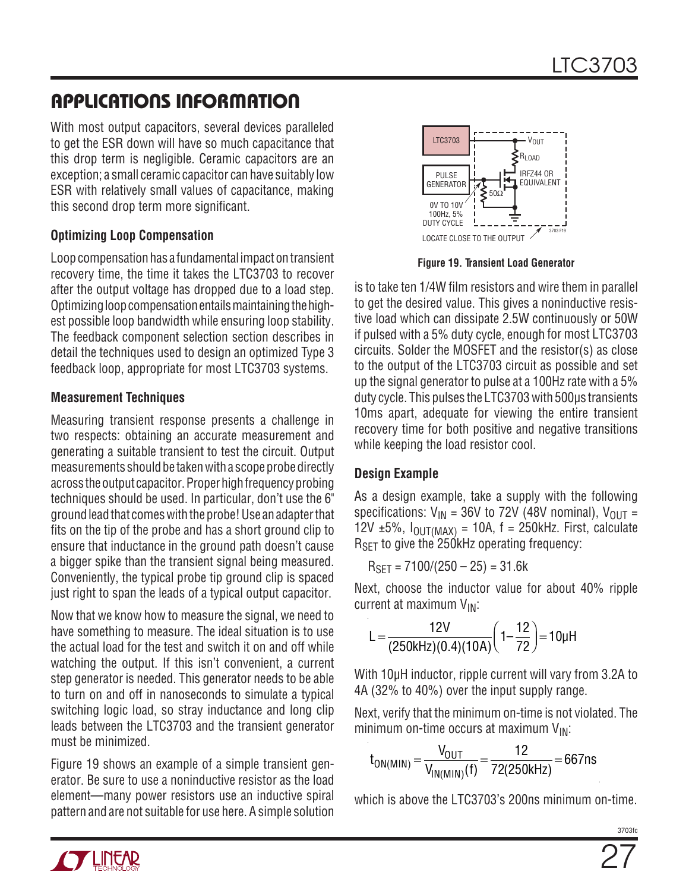## APPLICATIONS INFORMATION

With most output capacitors, several devices paralleled to get the ESR down will have so much capacitance that this drop term is negligible. Ceramic capacitors are an exception; a small ceramic capacitor can have suitably low ESR with relatively small values of capacitance, making this second drop term more significant.

### Optimizing Loop Compensation

Loop compensation has a fundamental impact on transient recovery time, the time it takes the LTC3703 to recover after the output voltage has dropped due to a load step. Optimizing loop compensation entails maintaining the highest possible loop bandwidth while ensuring loop stability. The feedback component selection section describes in detail the techniques used to design an optimized Type 3 feedback loop, appropriate for most LTC3703 systems.

### Measurement Techniques

Measuring transient response presents a challenge in two respects: obtaining an accurate measurement and generating a suitable transient to test the circuit. Output measurements should be taken with a scope probe directly across the output capacitor. Proper high frequency probing techniques should be used. In particular, don't use the 6" ground lead that comes with the probe! Use an adapter that fits on the tip of the probe and has a short ground clip to ensure that inductance in the ground path doesn't cause a bigger spike than the transient signal being measured. Conveniently, the typical probe tip ground clip is spaced just right to span the leads of a typical output capacitor.

Now that we know how to measure the signal, we need to have something to measure. The ideal situation is to use the actual load for the test and switch it on and off while watching the output. If this isn't convenient, a current step generator is needed. This generator needs to be able to turn on and off in nanoseconds to simulate a typical switching logic load, so stray inductance and long clip leads between the LTC3703 and the transient generator must be minimized.

Figure 19 shows an example of a simple transient generator. Be sure to use a noninductive resistor as the load element—many power resistors use an inductive spiral pattern and are not suitable for use here. A simple solution is to take ten 1/4W film resistors and wire them in parallel to get the desired value. This gives a noninductive resistive load which can dissipate 2.5W continuously or 50W if pulsed with a 5% duty cycle, enough for most LTC3703 circuits. Solder the MOSFET and the resistor(s) as close to the output of the LTC3703 circuit as possible and set up the signal generator to pulse at a 100Hz rate with a 5% duty cycle. This pulses the LTC3703 with 500µs transients 10ms apart, adequate for viewing the entire transient recovery time for both positive and negative transitions while keeping the load resistor cool.

LTC3703
$V_{OUT}$
$R_{LOAD}$
PULSE GENERATOR
IRFZ44 OR EQUIVALENT
50Ω
0V TO 10V
100Hz, 5%
DUTY CYCLE
LOCATE CLOSE TO THE OUTPUT

**Figure 19. Transient Load Generator**

### Design Example

As a design example, take a supply with the following specifications: $V_{IN}$ = 36V to 72V (48V nominal), $V_{OUT}$ = 12V ±5%, $I_{OUT(MAX)}$ = 10A, f = 250kHz. First, calculate $R_{SET}$ to give the 250kHz operating frequency:

$R_{SET}$ = 7100/(250 – 25) = 31.6k

Next, choose the inductor value for about 40% ripple current at maximum $V_{IN}$:

$$L = \frac{12V}{(250kHz)(0.4)(10A)}\left(1-\frac{12}{72}\right) = 10\mu H$$

With 10µH inductor, ripple current will vary from 3.2A to 4A (32% to 40%) over the input supply range.

Next, verify that the minimum on-time is not violated. The minimum on-time occurs at maximum $V_{IN}$:

$$t_{ON(MIN)} = \frac{V_{OUT}}{V_{IN(MIN)}(f)} = \frac{12}{72(250kHz)} = 667ns$$

which is above the LTC3703's 200ns minimum on-time.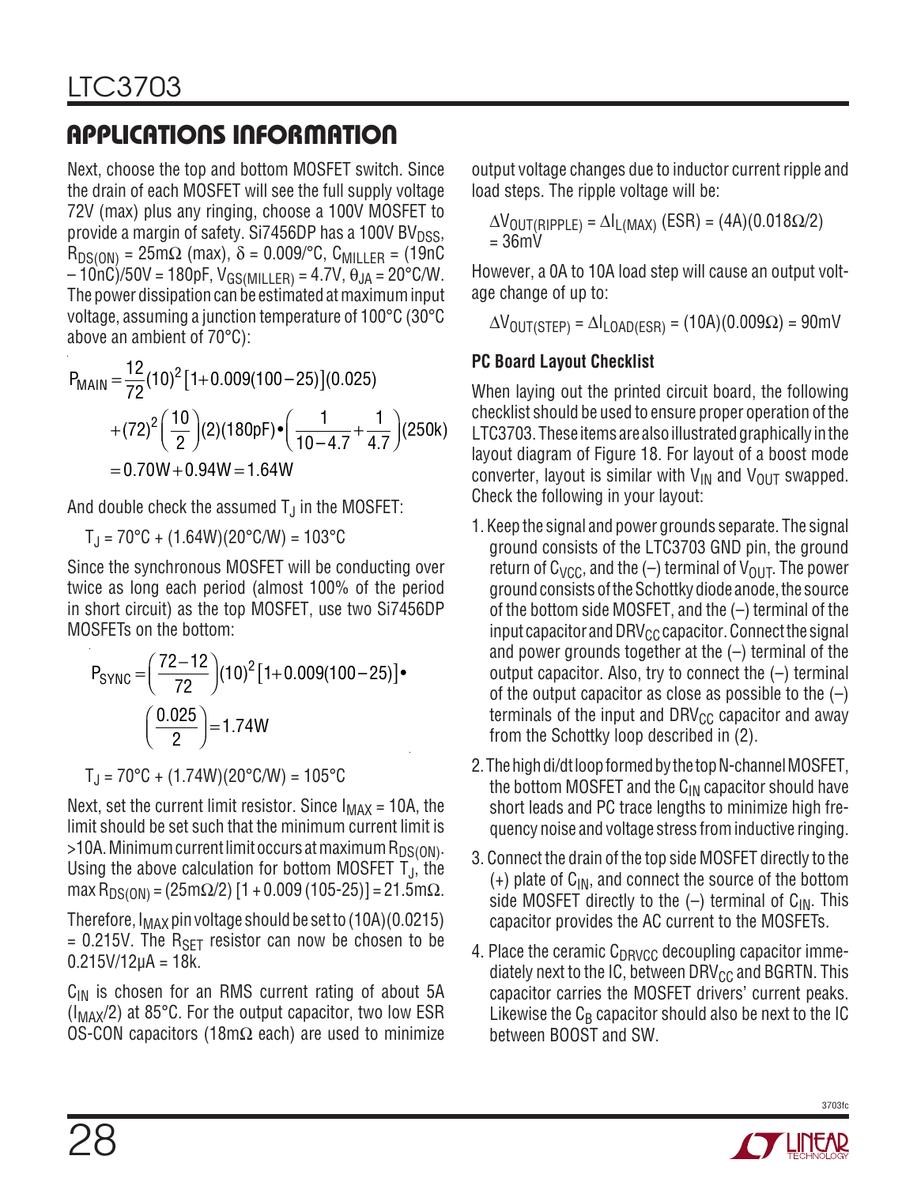## APPLICATIONS INFORMATION

Next, choose the top and bottom MOSFET switch. Since the drain of each MOSFET will see the full supply voltage 72V (max) plus any ringing, choose a 100V MOSFET to provide a margin of safety. Si7456DP has a 100V $BV_{DSS}$, $R_{DS(ON)}$ = 25mΩ (max), δ = 0.009/°C, $C_{MILLER}$ = (19nC – 10nC)/50V = 180pF, $V_{GS(MILLER)}$ = 4.7V, $\theta_{JA}$ = 20°C/W. The power dissipation can be estimated at maximum input voltage, assuming a junction temperature of 100°C (30°C above an ambient of 70°C):

$$P_{MAIN} = \frac{12}{72}(10)^2[1+0.009(100-25)](0.025)$$
$$+(72)^2\left(\frac{10}{2}\right)(2)(180pF)\bullet\left(\frac{1}{10-4.7}+\frac{1}{4.7}\right)(250k)$$
$$= 0.70W + 0.94W = 1.64W$$

And double check the assumed $T_J$ in the MOSFET:

$T_J$ = 70°C + (1.64W)(20°C/W) = 103°C

Since the synchronous MOSFET will be conducting over twice as long each period (almost 100% of the period in short circuit) as the top MOSFET, use two Si7456DP MOSFETs on the bottom:

$$P_{SYNC} = \left(\frac{72-12}{72}\right)(10)^2[1+0.009(100-25)]\bullet$$
$$\left(\frac{0.025}{2}\right) = 1.74W$$

$T_J$ = 70°C + (1.74W)(20°C/W) = 105°C

Next, set the current limit resistor. Since $I_{MAX}$ = 10A, the limit should be set such that the minimum current limit is >10A. Minimum current limit occurs at maximum $R_{DS(ON)}$. Using the above calculation for bottom MOSFET $T_J$, the max $R_{DS(ON)}$ = (25mΩ/2) [1 + 0.009 (105-25)] = 21.5mΩ.

Therefore, $I_{MAX}$ pin voltage should be set to (10A)(0.0215) = 0.215V. The $R_{SET}$ resistor can now be chosen to be 0.215V/12µA = 18k.

$C_{IN}$ is chosen for an RMS current rating of about 5A ($I_{MAX}$/2) at 85°C. For the output capacitor, two low ESR OS-CON capacitors (18mΩ each) are used to minimize output voltage changes due to inductor current ripple and load steps. The ripple voltage will be:

$\Delta V_{OUT(RIPPLE)} = \Delta I_{L(MAX)}$ (ESR) = (4A)(0.018Ω/2) = 36mV

However, a 0A to 10A load step will cause an output voltage change of up to:

$\Delta V_{OUT(STEP)} = \Delta I_{LOAD(ESR)}$ = (10A)(0.009Ω) = 90mV

**PC Board Layout Checklist**

When laying out the printed circuit board, the following checklist should be used to ensure proper operation of the LTC3703. These items are also illustrated graphically in the layout diagram of Figure 18. For layout of a boost mode converter, layout is similar with $V_{IN}$ and $V_{OUT}$ swapped. Check the following in your layout:

1. Keep the signal and power grounds separate. The signal ground consists of the LTC3703 GND pin, the ground return of $C_{VCC}$, and the (–) terminal of $V_{OUT}$. The power ground consists of the Schottky diode anode, the source of the bottom side MOSFET, and the (–) terminal of the input capacitor and $DRV_{CC}$ capacitor. Connect the signal and power grounds together at the (–) terminal of the output capacitor. Also, try to connect the (–) terminal of the output capacitor as close as possible to the (–) terminals of the input and $DRV_{CC}$ capacitor and away from the Schottky loop described in (2).

2. The high di/dt loop formed by the top N-channel MOSFET, the bottom MOSFET and the $C_{IN}$ capacitor should have short leads and PC trace lengths to minimize high frequency noise and voltage stress from inductive ringing.

3. Connect the drain of the top side MOSFET directly to the (+) plate of $C_{IN}$, and connect the source of the bottom side MOSFET directly to the (–) terminal of $C_{IN}$. This capacitor provides the AC current to the MOSFETs.

4. Place the ceramic $C_{DRVCC}$ decoupling capacitor immediately next to the IC, between $DRV_{CC}$ and BGRTN. This capacitor carries the MOSFET drivers' current peaks. Likewise the $C_B$ capacitor should also be next to the IC between BOOST and SW.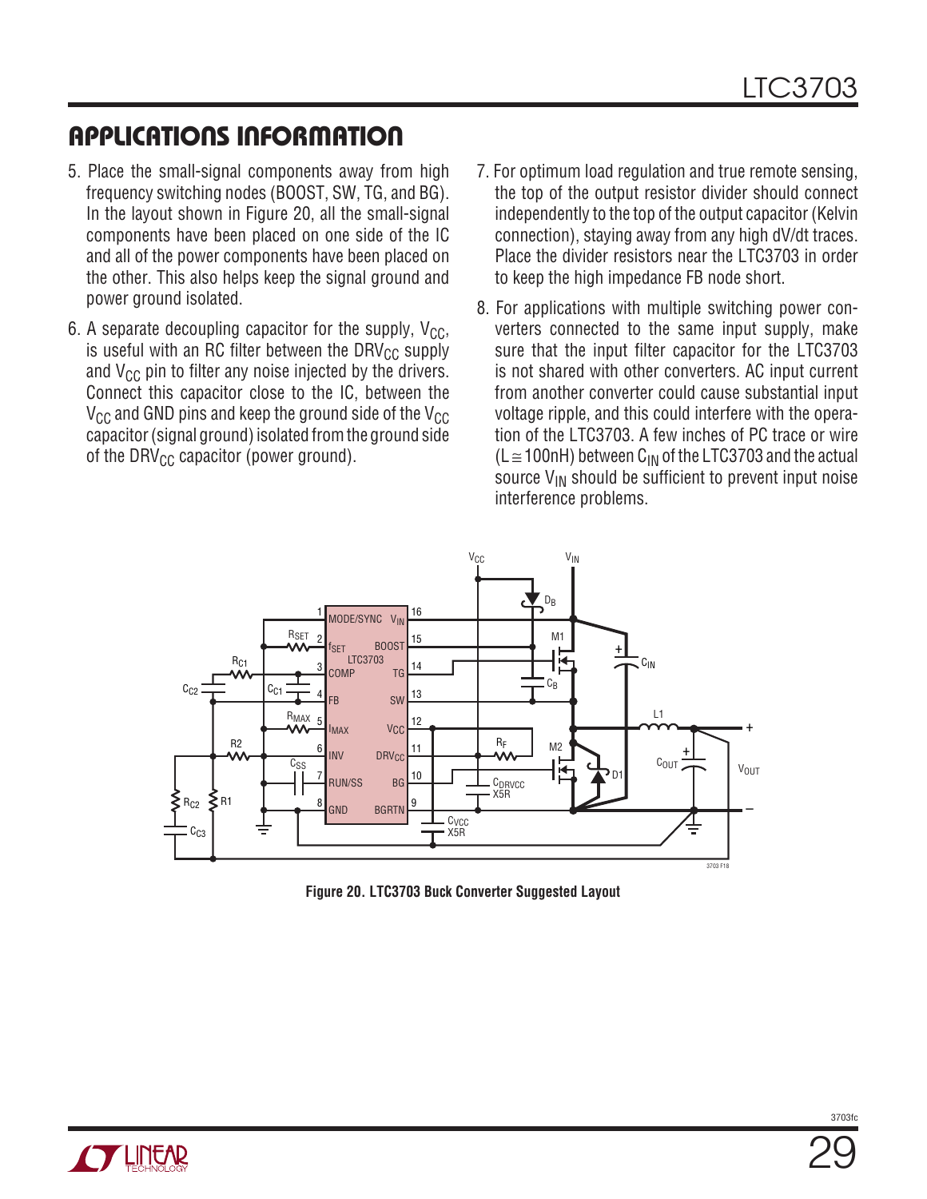## APPLICATIONS INFORMATION

5. Place the small-signal components away from high frequency switching nodes (BOOST, SW, TG, and BG). In the layout shown in Figure 20, all the small-signal components have been placed on one side of the IC and all of the power components have been placed on the other. This also helps keep the signal ground and power ground isolated.

6. A separate decoupling capacitor for the supply, $V_{CC}$, is useful with an RC filter between the $DRV_{CC}$ supply and $V_{CC}$ pin to filter any noise injected by the drivers. Connect this capacitor close to the IC, between the $V_{CC}$ and GND pins and keep the ground side of the $V_{CC}$ capacitor (signal ground) isolated from the ground side of the $DRV_{CC}$ capacitor (power ground).

7. For optimum load regulation and true remote sensing, the top of the output resistor divider should connect independently to the top of the output capacitor (Kelvin connection), staying away from any high dV/dt traces. Place the divider resistors near the LTC3703 in order to keep the high impedance FB node short.

8. For applications with multiple switching power converters connected to the same input supply, make sure that the input filter capacitor for the LTC3703 is not shared with other converters. AC input current from another converter could cause substantial input voltage ripple, and this could interfere with the operation of the LTC3703. A few inches of PC trace or wire ($L \cong 100nH$) between $C_{IN}$ of the LTC3703 and the actual source $V_{IN}$ should be sufficient to prevent input noise interference problems.

**Figure 20. LTC3703 Buck Converter Suggested Layout**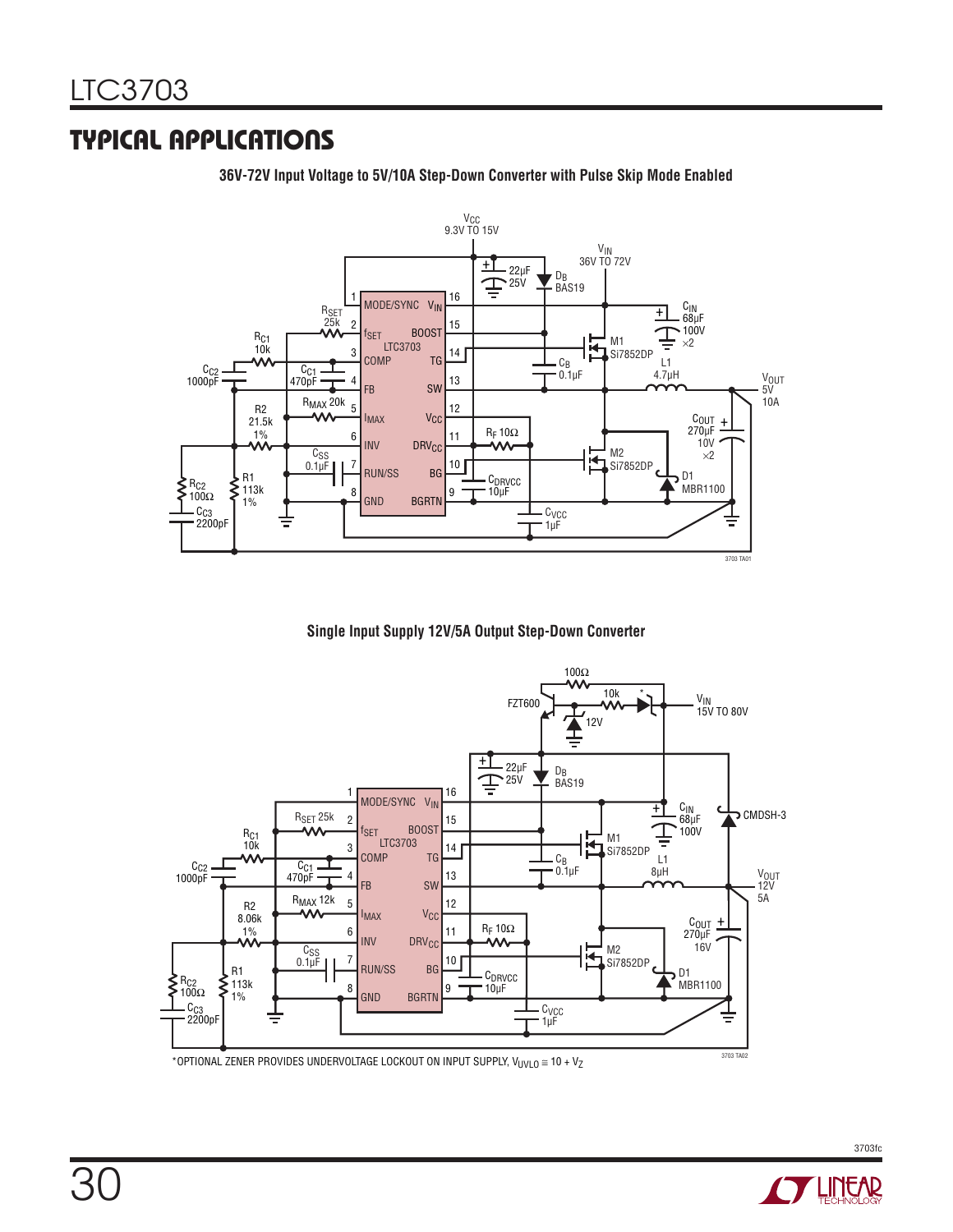## TYPICAL APPLICATIONS

**36V-72V Input Voltage to 5V/10A Step-Down Converter with Pulse Skip Mode Enabled**

**Single Input Supply 12V/5A Output Step-Down Converter**

*OPTIONAL ZENER PROVIDES UNDERVOLTAGE LOCKOUT ON INPUT SUPPLY, $V_{UVLO} \cong 10 + V_Z$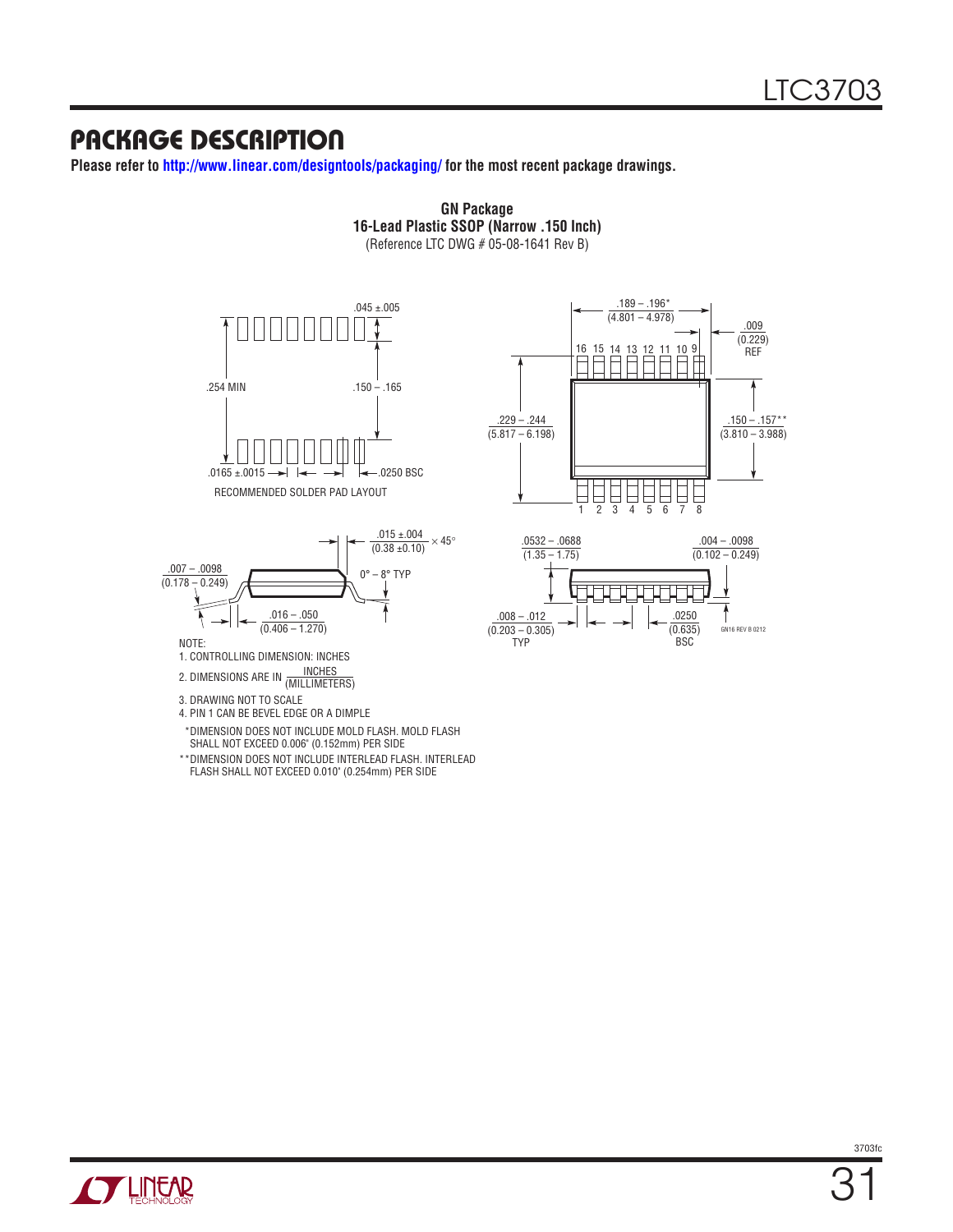## PACKAGE DESCRIPTION

**Please refer to http://www.linear.com/designtools/packaging/ for the most recent package drawings.**

**GN Package**
**16-Lead Plastic SSOP (Narrow .150 Inch)**
(Reference LTC DWG # 05-08-1641 Rev B)

.045 ±.005

.254 MIN

.150 – .165

.0165 ±.0015

.0250 BSC

RECOMMENDED SOLDER PAD LAYOUT

.189 – .196*
(4.801 – 4.978)

.009
(0.229)
REF

16 15 14 13 12 11 10 9

.229 – .244
(5.817 – 6.198)

.150 – .157**
(3.810 – 3.988)

1 2 3 4 5 6 7 8

.015 ±.004
(0.38 ±0.10) × 45°

.007 – .0098
(0.178 – 0.249)

0° – 8° TYP

.016 – .050
(0.406 – 1.270)

.0532 – .0688
(1.35 – 1.75)

.004 – .0098
(0.102 – 0.249)

.008 – .012
(0.203 – 0.305)
TYP

.0250
(0.635)
BSC

GN16 REV B 0212

NOTE:
1. CONTROLLING DIMENSION: INCHES
2. DIMENSIONS ARE IN $\frac{\text{INCHES}}{\text{(MILLIMETERS)}}$
3. DRAWING NOT TO SCALE
4. PIN 1 CAN BE BEVEL EDGE OR A DIMPLE

*DIMENSION DOES NOT INCLUDE MOLD FLASH. MOLD FLASH SHALL NOT EXCEED 0.006" (0.152mm) PER SIDE

**DIMENSION DOES NOT INCLUDE INTERLEAD FLASH. INTERLEAD FLASH SHALL NOT EXCEED 0.010" (0.254mm) PER SIDE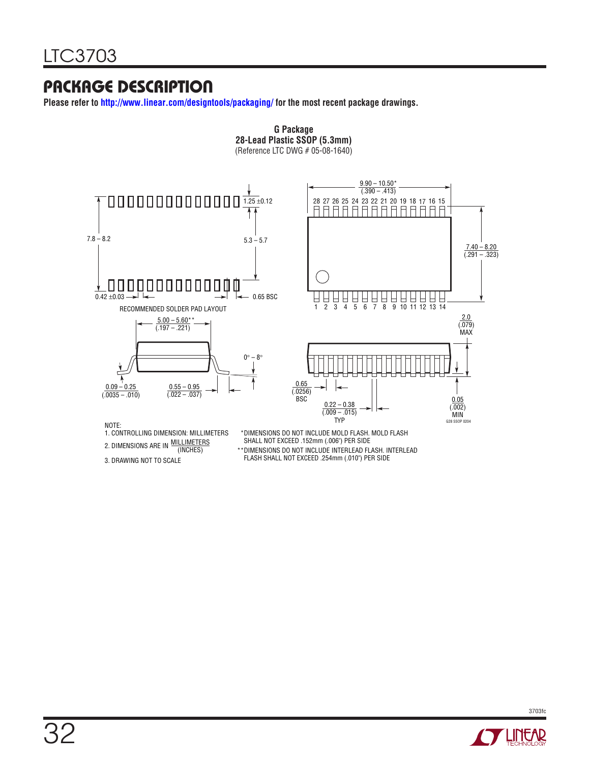## PACKAGE DESCRIPTION

**Please refer to http://www.linear.com/designtools/packaging/ for the most recent package drawings.**

**G Package**
**28-Lead Plastic SSOP (5.3mm)**
(Reference LTC DWG # 05-08-1640)

1.25 ±0.12

7.8 – 8.2

5.3 – 5.7

0.42 ±0.03

0.65 BSC

RECOMMENDED SOLDER PAD LAYOUT

9.90 – 10.50*
(.390 – .413)

28 27 26 25 24 23 22 21 20 19 18 17 16 15

1 2 3 4 5 6 7 8 9 10 11 12 13 14

7.40 – 8.20
(.291 – .323)

5.00 – 5.60**
(.197 – .221)

0° – 8°

0.09 – 0.25
(.0035 – .010)

0.55 – 0.95
(.022 – .037)

2.0
(.079)
MAX

0.65
(.0256)
BSC

0.22 – 0.38
(.009 – .015)
TYP

0.05
(.002)
MIN

G28 SSOP 0204

NOTE:
1. CONTROLLING DIMENSION: MILLIMETERS
2. DIMENSIONS ARE IN MILLIMETERS / (INCHES)
3. DRAWING NOT TO SCALE

*DIMENSIONS DO NOT INCLUDE MOLD FLASH. MOLD FLASH SHALL NOT EXCEED .152mm (.006") PER SIDE

**DIMENSIONS DO NOT INCLUDE INTERLEAD FLASH. INTERLEAD FLASH SHALL NOT EXCEED .254mm (.010") PER SIDE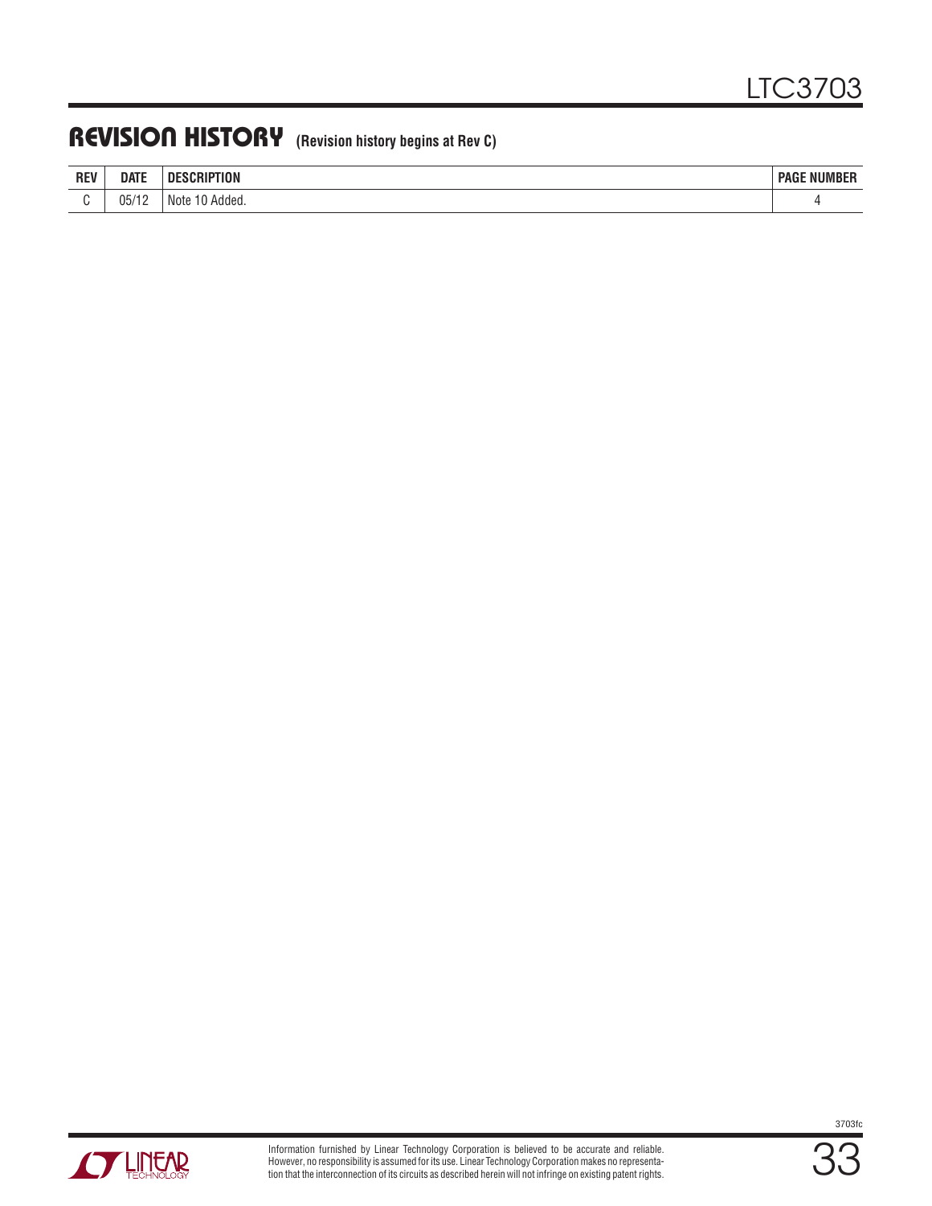## REVISION HISTORY (Revision history begins at Rev C)

| REV | DATE | DESCRIPTION | PAGE NUMBER |
|---|---|---|---|
| C | 05/12 | Note 10 Added. | 4 |

Information furnished by Linear Technology Corporation is believed to be accurate and reliable. However, no responsibility is assumed for its use. Linear Technology Corporation makes no representation that the interconnection of its circuits as described herein will not infringe on existing patent rights.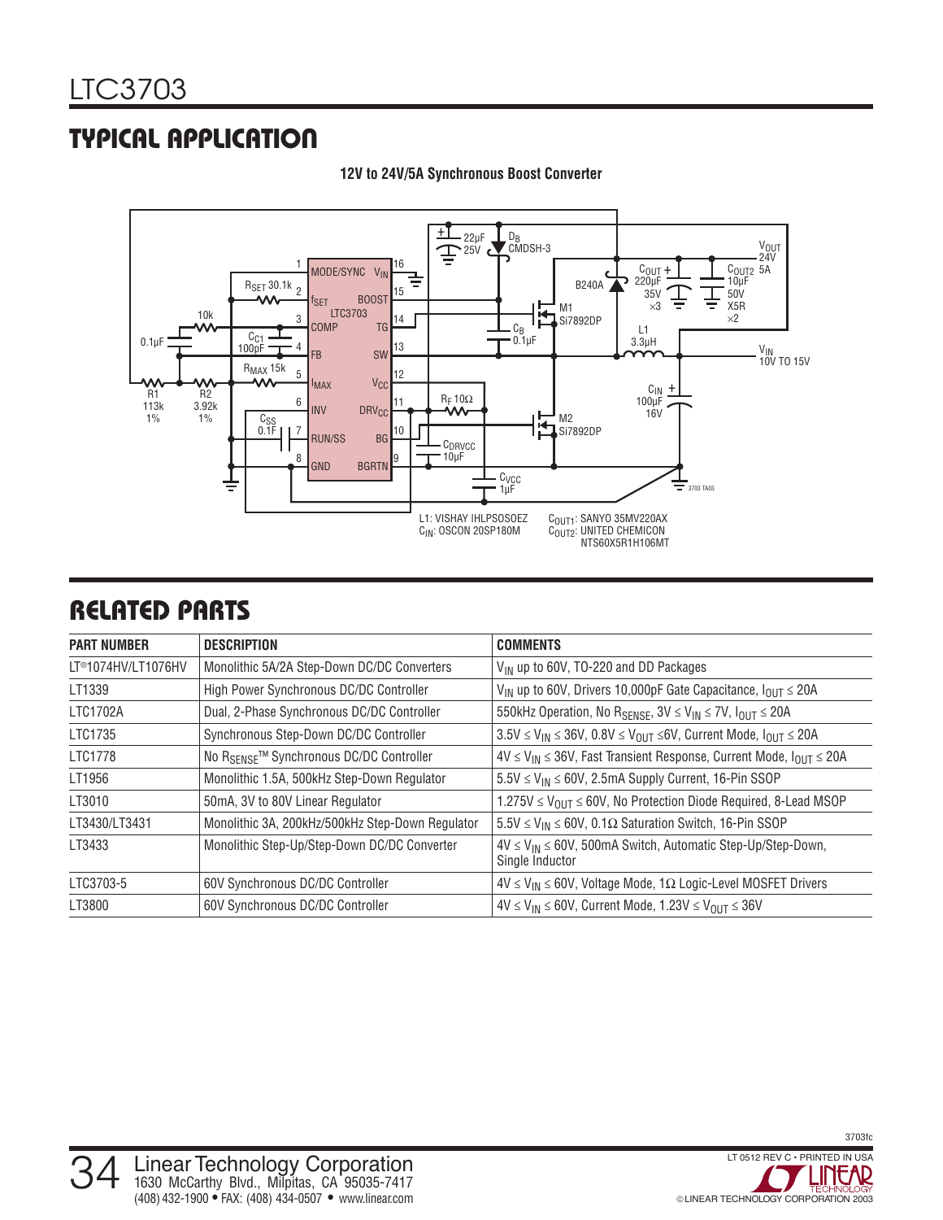## TYPICAL APPLICATION

**12V to 24V/5A Synchronous Boost Converter**

1 MODE/SYNC
2 $f_{SET}$
3 COMP
4 FB
5 $I_{MAX}$
6 INV
7 RUN/SS
8 GND
16 $V_{IN}$
15 BOOST
14 TG
13 SW
12 $V_{CC}$
11 $DRV_{CC}$
10 BG
9 BGRTN
LTC3703
$R_{SET}$ 30.1k
10k
0.1µF
$C_{C1}$ 100pF
$R_{MAX}$ 15k
R1 113k 1%
R2 3.92k 1%
$C_{SS}$ 0.1F
22µF 25V
$D_B$ CMDSH-3
$C_B$ 0.1µF
$R_F$ 10Ω
$C_{DRVCC}$ 10µF
$C_{VCC}$ 1µF
M1 Si7892DP
M2 Si7892DP
B240A
L1 3.3µH
$C_{OUT}$ 220µF 35V ×3
$C_{OUT2}$ 10µF 50V X5R ×2
$V_{OUT}$ 24V 5A
$C_{IN}$ 100µF 16V
$V_{IN}$ 10V TO 15V
3703 TA03

L1: VISHAY IHLPSOSOEZ
$C_{IN}$: OSCON 20SP180M
$C_{OUT1}$: SANYO 35MV220AX
$C_{OUT2}$: UNITED CHEMICON NTS60X5R1H106MT

## RELATED PARTS

| PART NUMBER | DESCRIPTION | COMMENTS |
|---|---|---|
| LT®1074HV/LT1076HV | Monolithic 5A/2A Step-Down DC/DC Converters | $V_{IN}$ up to 60V, TO-220 and DD Packages |
| LT1339 | High Power Synchronous DC/DC Controller | $V_{IN}$ up to 60V, Drivers 10,000pF Gate Capacitance, $I_{OUT} \le 20A$ |
| LTC1702A | Dual, 2-Phase Synchronous DC/DC Controller | 550kHz Operation, No $R_{SENSE}$, $3V \le V_{IN} \le 7V$, $I_{OUT} \le 20A$ |
| LTC1735 | Synchronous Step-Down DC/DC Controller | $3.5V \le V_{IN} \le 36V$, $0.8V \le V_{OUT} \le 6V$, Current Mode, $I_{OUT} \le 20A$ |
| LTC1778 | No $R_{SENSE}$™ Synchronous DC/DC Controller | $4V \le V_{IN} \le 36V$, Fast Transient Response, Current Mode, $I_{OUT} \le 20A$ |
| LT1956 | Monolithic 1.5A, 500kHz Step-Down Regulator | $5.5V \le V_{IN} \le 60V$, 2.5mA Supply Current, 16-Pin SSOP |
| LT3010 | 50mA, 3V to 80V Linear Regulator | $1.275V \le V_{OUT} \le 60V$, No Protection Diode Required, 8-Lead MSOP |
| LT3430/LT3431 | Monolithic 3A, 200kHz/500kHz Step-Down Regulator | $5.5V \le V_{IN} \le 60V$, 0.1Ω Saturation Switch, 16-Pin SSOP |
| LT3433 | Monolithic Step-Up/Step-Down DC/DC Converter | $4V \le V_{IN} \le 60V$, 500mA Switch, Automatic Step-Up/Step-Down, Single Inductor |
| LTC3703-5 | 60V Synchronous DC/DC Controller | $4V \le V_{IN} \le 60V$, Voltage Mode, 1Ω Logic-Level MOSFET Drivers |
| LT3800 | 60V Synchronous DC/DC Controller | $4V \le V_{IN} \le 60V$, Current Mode, $1.23V \le V_{OUT} \le 36V$ |

**Linear Technology Corporation**
1630 McCarthy Blvd., Milpitas, CA 95035-7417
(408) 432-1900 • FAX: (408) 434-0507 • www.linear.com

3703fc
LT 0512 REV C • PRINTED IN USA
© LINEAR TECHNOLOGY CORPORATION 2003